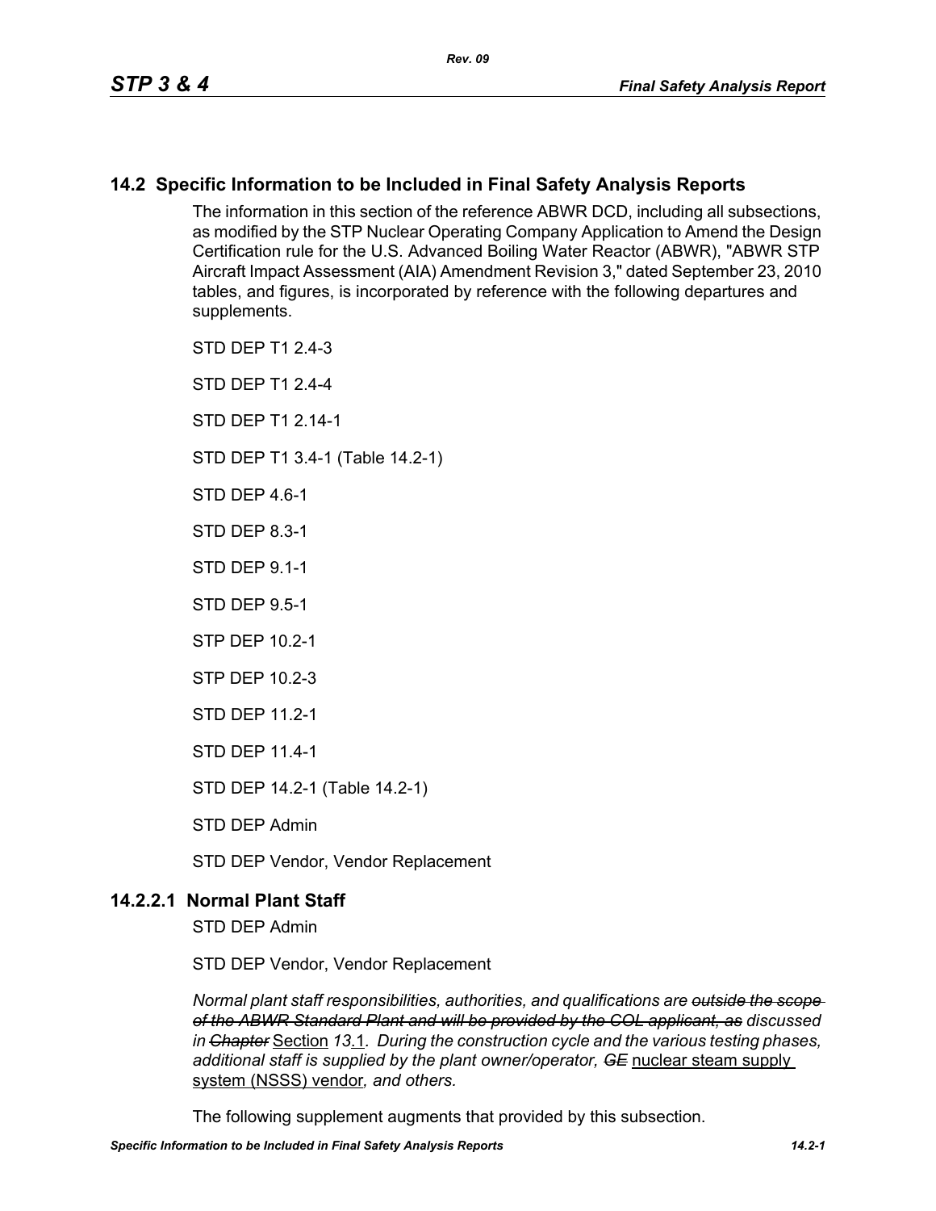## 14.2 Specific Information to be Included in Final Safety Analysis Reports

The information in this section of the reference ABWR DCD, including all subsections, as modified by the STP Nuclear Operating Company Application to Amend the Design Certification rule for the U.S. Advanced Boiling Water Reactor (ABWR), "ABWR STP Aircraft Impact Assessment (AIA) Amendment Revision 3," dated September 23, 2010 tables, and figures, is incorporated by reference with the following departures and supplements.

STD DEP T1 2.4-3

STD DEP T1 2.4-4

STD DEP T1 2.14-1

STD DEP T1 3.4-1 (Table 14.2-1)

STD DEP 4.6-1

STD DEP 8.3-1

STD DEP 9.1-1

STD DEP 9.5-1

STP DEP 10.2-1

STP DEP 10.2-3

STD DEP 11.2-1

STD DEP 11.4-1

STD DEP 14.2-1 (Table 14.2-1)

STD DEP Admin

STD DEP Vendor, Vendor Replacement

### 14.2.2.1 Normal Plant Staff

STD DEP Admin

STD DEP Vendor, Vendor Replacement

*Normal plant staff responsibilities, authorities, and qualifications are* ~~*outside the scope of the ABWR Standard Plant and will be provided by the COL applicant, as*~~ *discussed in* ~~*Chapter*~~ Section *13*.1. *During the construction cycle and the various testing phases, additional staff is supplied by the plant owner/operator,* ~~*GE*~~ nuclear steam supply system (NSSS) vendor*, and others.*

The following supplement augments that provided by this subsection.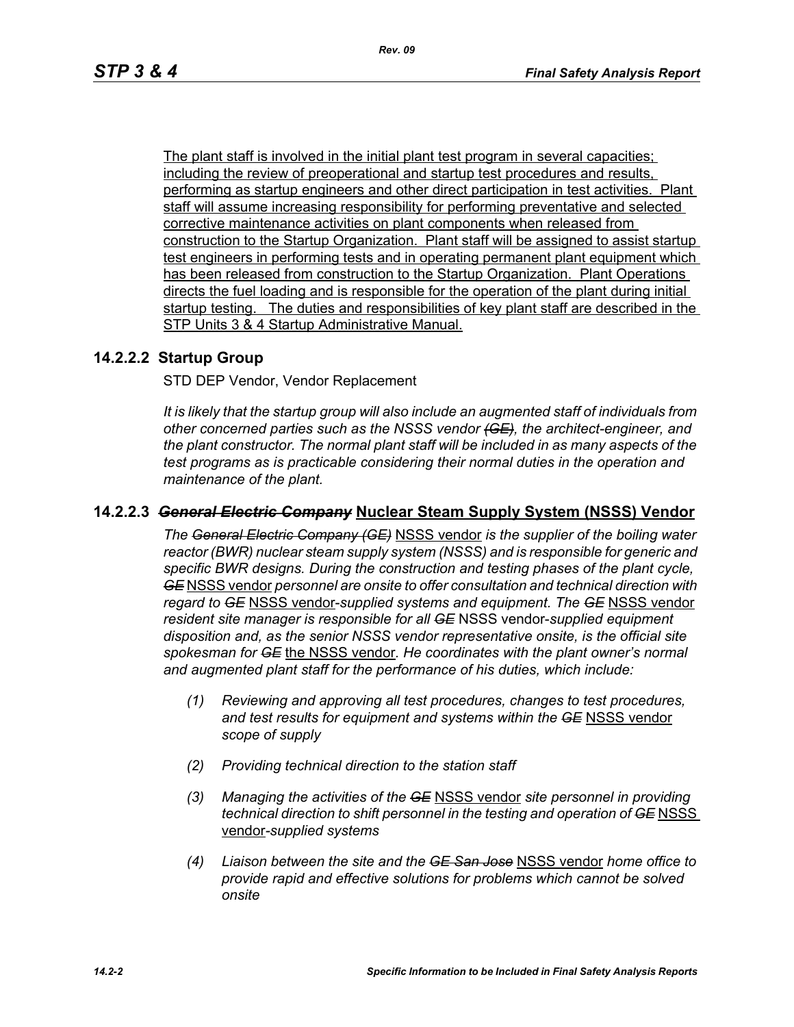The plant staff is involved in the initial plant test program in several capacities; including the review of preoperational and startup test procedures and results, performing as startup engineers and other direct participation in test activities. Plant staff will assume increasing responsibility for performing preventative and selected corrective maintenance activities on plant components when released from construction to the Startup Organization. Plant staff will be assigned to assist startup test engineers in performing tests and in operating permanent plant equipment which has been released from construction to the Startup Organization. Plant Operations directs the fuel loading and is responsible for the operation of the plant during initial startup testing. The duties and responsibilities of key plant staff are described in the STP Units 3 & 4 Startup Administrative Manual.

### 14.2.2.2 Startup Group

STD DEP Vendor, Vendor Replacement

*It is likely that the startup group will also include an augmented staff of individuals from other concerned parties such as the NSSS vendor ~~(GE)~~, the architect-engineer, and the plant constructor. The normal plant staff will be included in as many aspects of the test programs as is practicable considering their normal duties in the operation and maintenance of the plant.*

### 14.2.2.3 ~~*General Electric Company*~~ Nuclear Steam Supply System (NSSS) Vendor

*The ~~General Electric Company (GE)~~* NSSS vendor *is the supplier of the boiling water reactor (BWR) nuclear steam supply system (NSSS) and is responsible for generic and specific BWR designs. During the construction and testing phases of the plant cycle, ~~GE~~* NSSS vendor *personnel are onsite to offer consultation and technical direction with regard to ~~GE~~* NSSS vendor*-supplied systems and equipment. The ~~GE~~* NSSS vendor *resident site manager is responsible for all ~~GE~~* NSSS vendor*-supplied equipment disposition and, as the senior NSSS vendor representative onsite, is the official site spokesman for ~~GE~~* the NSSS vendor*. He coordinates with the plant owner's normal and augmented plant staff for the performance of his duties, which include:*

*(1) Reviewing and approving all test procedures, changes to test procedures, and test results for equipment and systems within the ~~GE~~* NSSS vendor *scope of supply*

*(2) Providing technical direction to the station staff*

*(3) Managing the activities of the ~~GE~~* NSSS vendor *site personnel in providing technical direction to shift personnel in the testing and operation of ~~GE~~* NSSS vendor*-supplied systems*

*(4) Liaison between the site and the ~~GE San Jose~~* NSSS vendor *home office to provide rapid and effective solutions for problems which cannot be solved onsite*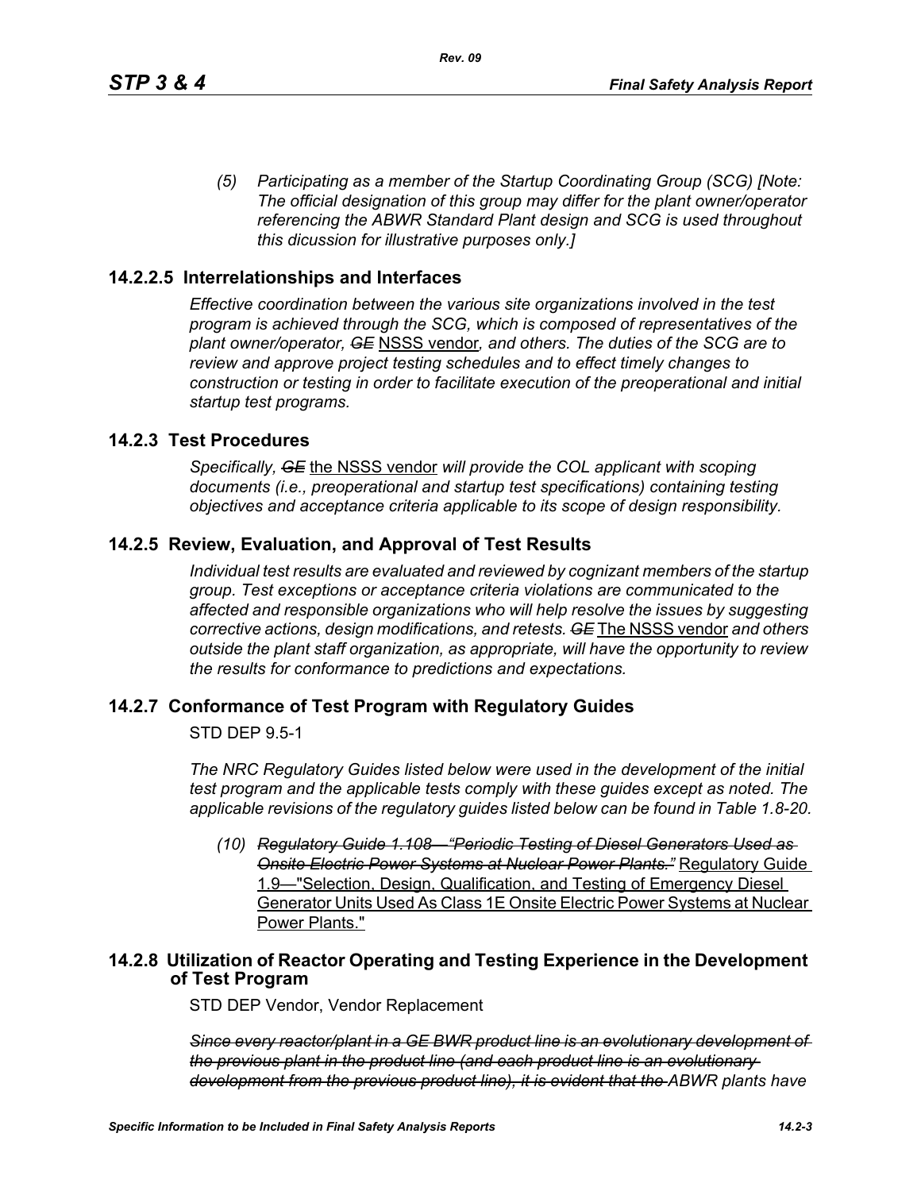*(5) Participating as a member of the Startup Coordinating Group (SCG) [Note: The official designation of this group may differ for the plant owner/operator referencing the ABWR Standard Plant design and SCG is used throughout this dicussion for illustrative purposes only.]*

## 14.2.2.5 Interrelationships and Interfaces

*Effective coordination between the various site organizations involved in the test program is achieved through the SCG, which is composed of representatives of the plant owner/operator, ~~GE~~* <u>NSSS vendor</u>*, and others. The duties of the SCG are to review and approve project testing schedules and to effect timely changes to construction or testing in order to facilitate execution of the preoperational and initial startup test programs.*

## 14.2.3 Test Procedures

*Specifically, ~~GE~~* <u>the NSSS vendor</u> *will provide the COL applicant with scoping documents (i.e., preoperational and startup test specifications) containing testing objectives and acceptance criteria applicable to its scope of design responsibility.*

## 14.2.5 Review, Evaluation, and Approval of Test Results

*Individual test results are evaluated and reviewed by cognizant members of the startup group. Test exceptions or acceptance criteria violations are communicated to the affected and responsible organizations who will help resolve the issues by suggesting corrective actions, design modifications, and retests. ~~GE~~* <u>The NSSS vendor</u> *and others outside the plant staff organization, as appropriate, will have the opportunity to review the results for conformance to predictions and expectations.*

## 14.2.7 Conformance of Test Program with Regulatory Guides

STD DEP 9.5-1

*The NRC Regulatory Guides listed below were used in the development of the initial test program and the applicable tests comply with these guides except as noted. The applicable revisions of the regulatory guides listed below can be found in Table 1.8-20.*

*(10) ~~Regulatory Guide 1.108—"Periodic Testing of Diesel Generators Used as Onsite Electric Power Systems at Nuclear Power Plants."~~* <u>Regulatory Guide 1.9—"Selection, Design, Qualification, and Testing of Emergency Diesel Generator Units Used As Class 1E Onsite Electric Power Systems at Nuclear Power Plants."</u>

## 14.2.8 Utilization of Reactor Operating and Testing Experience in the Development of Test Program

STD DEP Vendor, Vendor Replacement

*~~Since every reactor/plant in a GE BWR product line is an evolutionary development of the previous plant in the product line (and each product line is an evolutionary development from the previous product line), it is evident that the~~ ABWR plants have*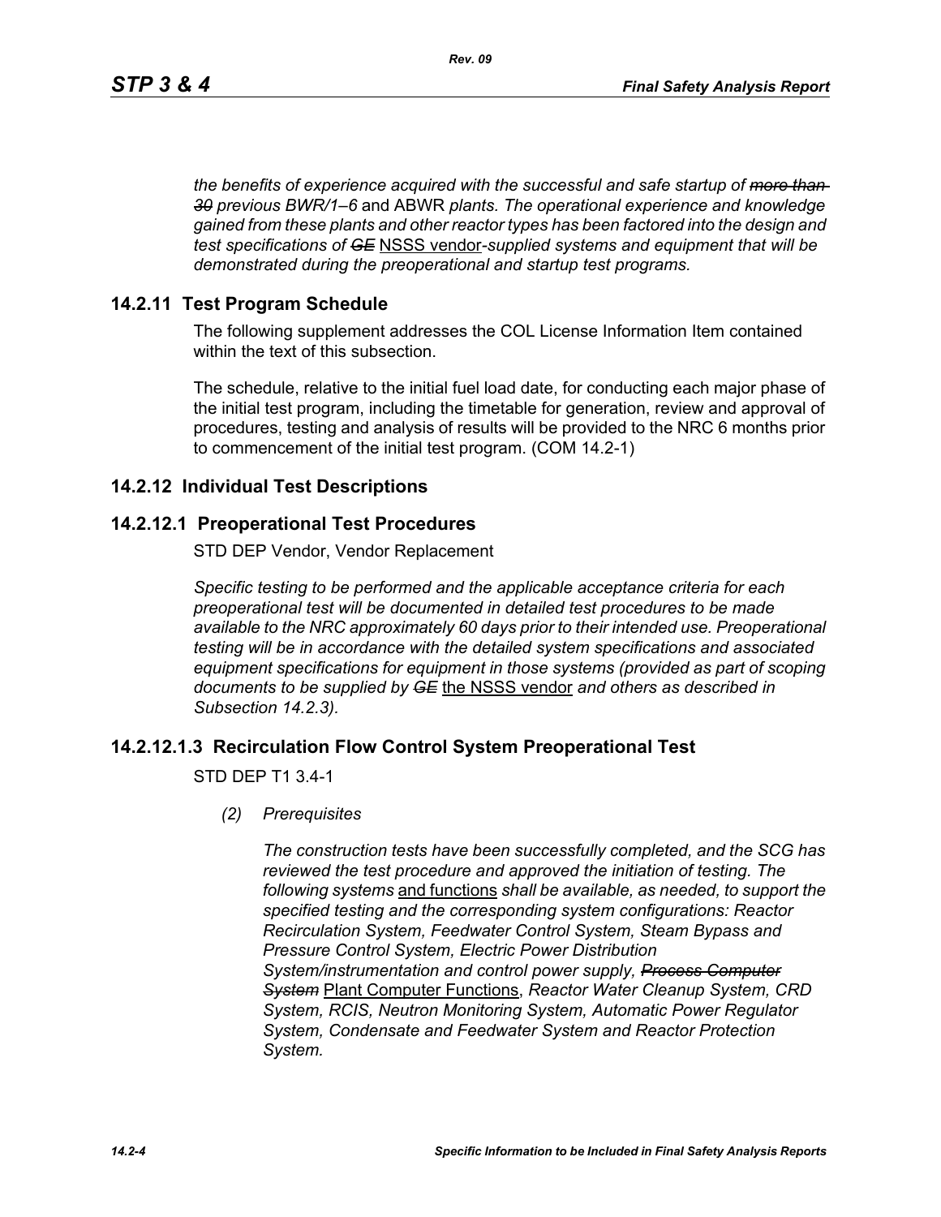*the benefits of experience acquired with the successful and safe startup of ~~more than 30~~ previous BWR/1–6* and ABWR *plants. The operational experience and knowledge gained from these plants and other reactor types has been factored into the design and test specifications of ~~GE~~* NSSS vendor-*supplied systems and equipment that will be demonstrated during the preoperational and startup test programs.*

## 14.2.11 Test Program Schedule

The following supplement addresses the COL License Information Item contained within the text of this subsection.

The schedule, relative to the initial fuel load date, for conducting each major phase of the initial test program, including the timetable for generation, review and approval of procedures, testing and analysis of results will be provided to the NRC 6 months prior to commencement of the initial test program. (COM 14.2-1)

## 14.2.12 Individual Test Descriptions

### 14.2.12.1 Preoperational Test Procedures

STD DEP Vendor, Vendor Replacement

*Specific testing to be performed and the applicable acceptance criteria for each preoperational test will be documented in detailed test procedures to be made available to the NRC approximately 60 days prior to their intended use. Preoperational testing will be in accordance with the detailed system specifications and associated equipment specifications for equipment in those systems (provided as part of scoping documents to be supplied by ~~GE~~* the NSSS vendor *and others as described in Subsection 14.2.3).*

### 14.2.12.1.3 Recirculation Flow Control System Preoperational Test

STD DEP T1 3.4-1

*(2) Prerequisites*

*The construction tests have been successfully completed, and the SCG has reviewed the test procedure and approved the initiation of testing. The following systems* and functions *shall be available, as needed, to support the specified testing and the corresponding system configurations: Reactor Recirculation System, Feedwater Control System, Steam Bypass and Pressure Control System, Electric Power Distribution System/instrumentation and control power supply, ~~Process Computer System~~* Plant Computer Functions, *Reactor Water Cleanup System, CRD System, RCIS, Neutron Monitoring System, Automatic Power Regulator System, Condensate and Feedwater System and Reactor Protection System.*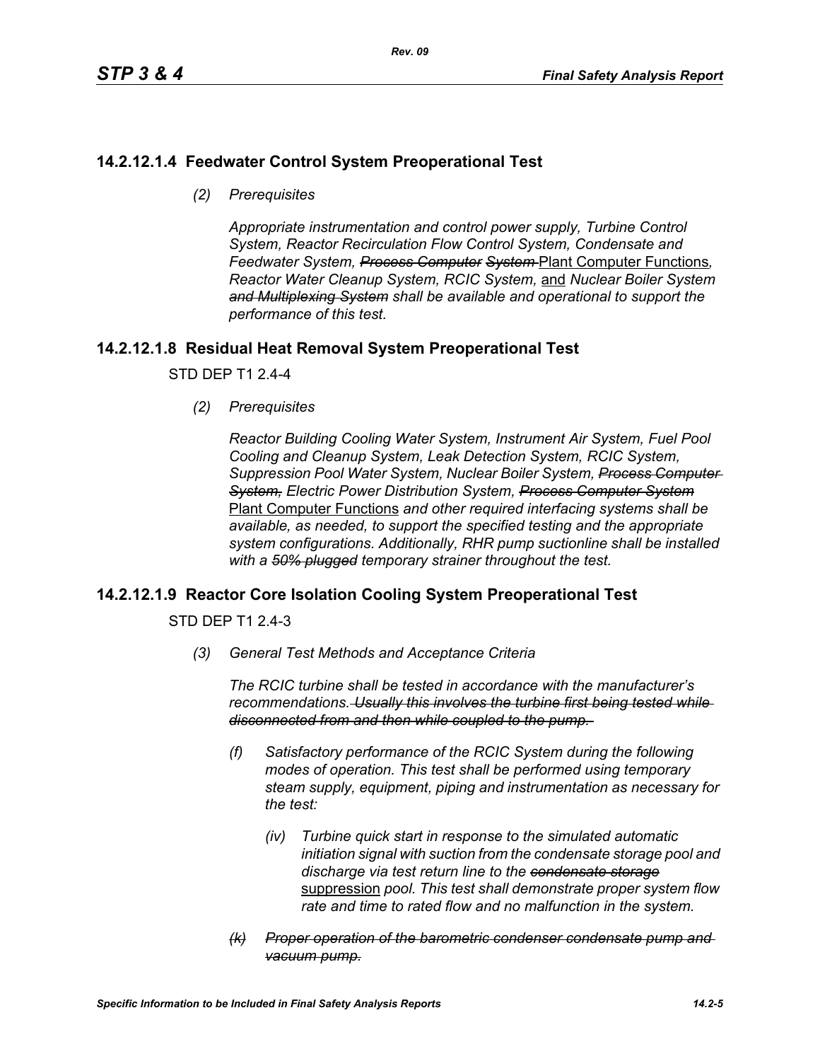## 14.2.12.1.4 Feedwater Control System Preoperational Test

*(2) Prerequisites*

*Appropriate instrumentation and control power supply, Turbine Control System, Reactor Recirculation Flow Control System, Condensate and Feedwater System, ~~Process Computer System~~* Plant Computer Functions*, Reactor Water Cleanup System, RCIC System,* and *Nuclear Boiler System ~~and Multiplexing System~~ shall be available and operational to support the performance of this test.*

## 14.2.12.1.8 Residual Heat Removal System Preoperational Test

STD DEP T1 2.4-4

*(2) Prerequisites*

*Reactor Building Cooling Water System, Instrument Air System, Fuel Pool Cooling and Cleanup System, Leak Detection System, RCIC System, Suppression Pool Water System, Nuclear Boiler System, ~~Process Computer System,~~ Electric Power Distribution System, ~~Process Computer System~~* Plant Computer Functions *and other required interfacing systems shall be available, as needed, to support the specified testing and the appropriate system configurations. Additionally, RHR pump suctionline shall be installed with a ~~50% plugged~~ temporary strainer throughout the test.*

## 14.2.12.1.9 Reactor Core Isolation Cooling System Preoperational Test

STD DEP T1 2.4-3

*(3) General Test Methods and Acceptance Criteria*

*The RCIC turbine shall be tested in accordance with the manufacturer's recommendations. ~~Usually this involves the turbine first being tested while disconnected from and then while coupled to the pump.~~*

*(f) Satisfactory performance of the RCIC System during the following modes of operation. This test shall be performed using temporary steam supply, equipment, piping and instrumentation as necessary for the test:*

*(iv) Turbine quick start in response to the simulated automatic initiation signal with suction from the condensate storage pool and discharge via test return line to the ~~condensate storage~~* suppression *pool. This test shall demonstrate proper system flow rate and time to rated flow and no malfunction in the system.*

*~~(k) Proper operation of the barometric condenser condensate pump and vacuum pump.~~*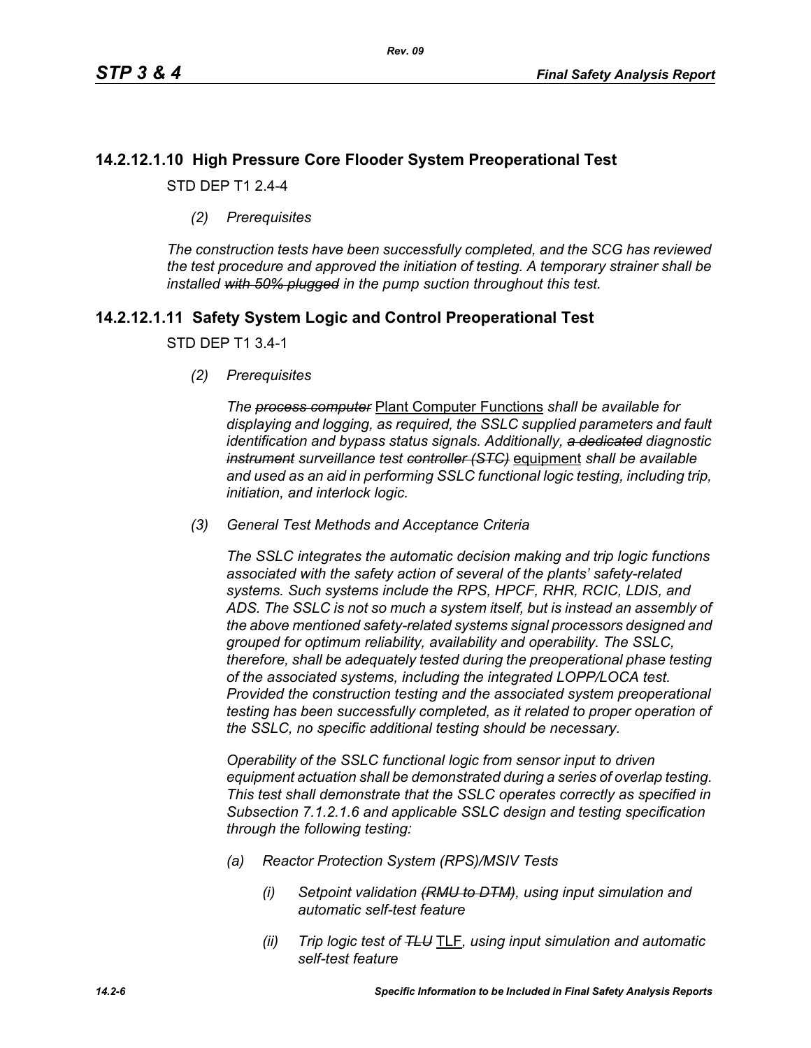## 14.2.12.1.10 High Pressure Core Flooder System Preoperational Test

STD DEP T1 2.4-4

*(2) Prerequisites*

*The construction tests have been successfully completed, and the SCG has reviewed the test procedure and approved the initiation of testing. A temporary strainer shall be installed ~~with 50% plugged~~ in the pump suction throughout this test.*

## 14.2.12.1.11 Safety System Logic and Control Preoperational Test

STD DEP T1 3.4-1

*(2) Prerequisites*

*The ~~process computer~~* <u>Plant Computer Functions</u> *shall be available for displaying and logging, as required, the SSLC supplied parameters and fault identification and bypass status signals. Additionally, ~~a dedicated~~ diagnostic ~~instrument~~ surveillance test ~~controller (STC)~~* <u>equipment</u> *shall be available and used as an aid in performing SSLC functional logic testing, including trip, initiation, and interlock logic.*

*(3) General Test Methods and Acceptance Criteria*

*The SSLC integrates the automatic decision making and trip logic functions associated with the safety action of several of the plants' safety-related systems. Such systems include the RPS, HPCF, RHR, RCIC, LDIS, and ADS. The SSLC is not so much a system itself, but is instead an assembly of the above mentioned safety-related systems signal processors designed and grouped for optimum reliability, availability and operability. The SSLC, therefore, shall be adequately tested during the preoperational phase testing of the associated systems, including the integrated LOPP/LOCA test. Provided the construction testing and the associated system preoperational testing has been successfully completed, as it related to proper operation of the SSLC, no specific additional testing should be necessary.*

*Operability of the SSLC functional logic from sensor input to driven equipment actuation shall be demonstrated during a series of overlap testing. This test shall demonstrate that the SSLC operates correctly as specified in Subsection 7.1.2.1.6 and applicable SSLC design and testing specification through the following testing:*

*(a) Reactor Protection System (RPS)/MSIV Tests*

*(i) Setpoint validation ~~(RMU to DTM)~~, using input simulation and automatic self-test feature*

*(ii) Trip logic test of ~~TLU~~* <u>TLF</u>*, using input simulation and automatic self-test feature*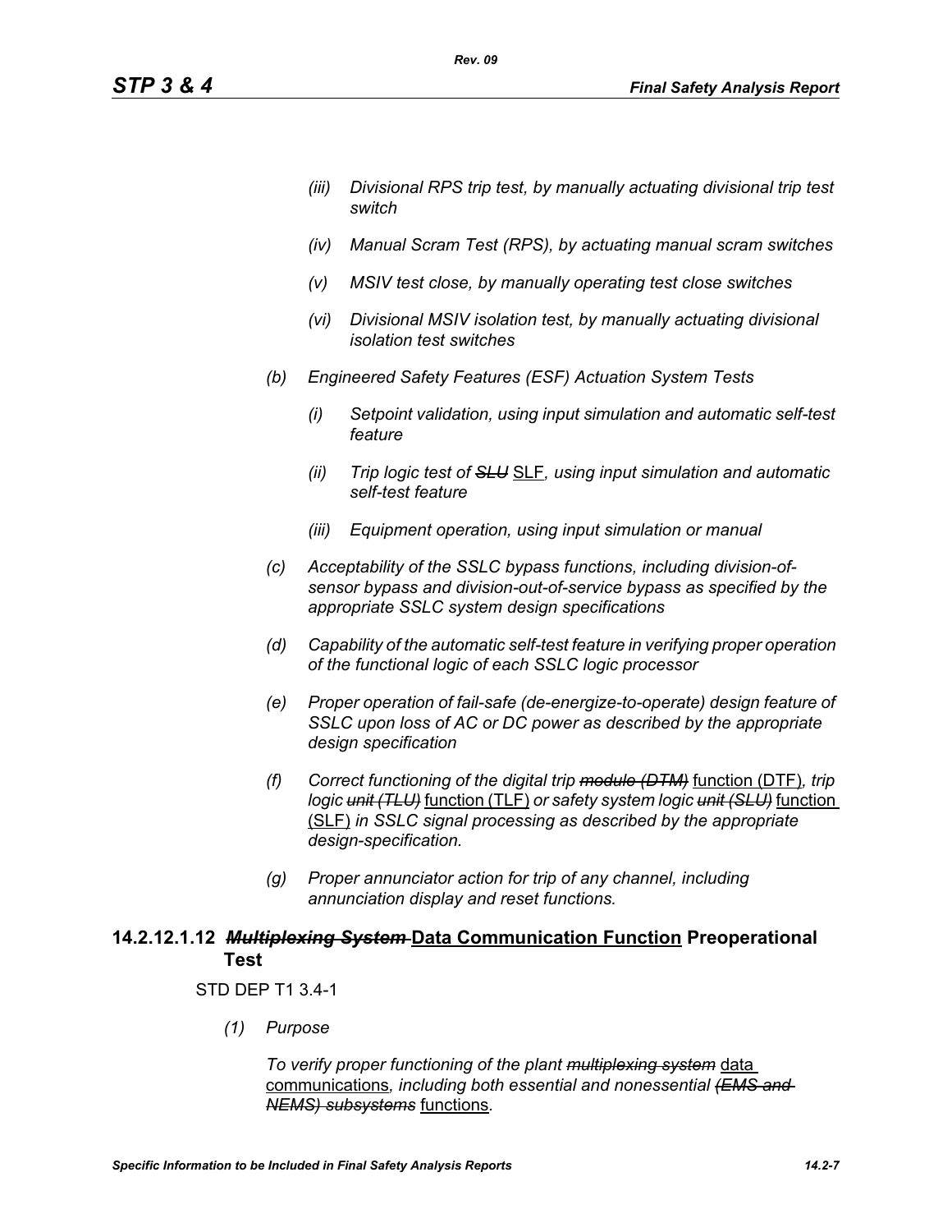*(iii) Divisional RPS trip test, by manually actuating divisional trip test switch*

*(iv) Manual Scram Test (RPS), by actuating manual scram switches*

*(v) MSIV test close, by manually operating test close switches*

*(vi) Divisional MSIV isolation test, by manually actuating divisional isolation test switches*

*(b) Engineered Safety Features (ESF) Actuation System Tests*

*(i) Setpoint validation, using input simulation and automatic self-test feature*

*(ii) Trip logic test of ~~SLU~~* <u>SLF</u>*, using input simulation and automatic self-test feature*

*(iii) Equipment operation, using input simulation or manual*

*(c) Acceptability of the SSLC bypass functions, including division-of-sensor bypass and division-out-of-service bypass as specified by the appropriate SSLC system design specifications*

*(d) Capability of the automatic self-test feature in verifying proper operation of the functional logic of each SSLC logic processor*

*(e) Proper operation of fail-safe (de-energize-to-operate) design feature of SSLC upon loss of AC or DC power as described by the appropriate design specification*

*(f) Correct functioning of the digital trip ~~module (DTM)~~* <u>function (DTF)</u>*, trip logic ~~unit (TLU)~~* <u>function (TLF)</u> *or safety system logic ~~unit (SLU)~~* <u>function (SLF)</u> *in SSLC signal processing as described by the appropriate design-specification.*

*(g) Proper annunciator action for trip of any channel, including annunciation display and reset functions.*

### 14.2.12.1.12 ~~*Multiplexing System*~~ <u>Data Communication Function</u> Preoperational Test

STD DEP T1 3.4-1

*(1) Purpose*

*To verify proper functioning of the plant ~~multiplexing system~~* <u>data communications</u>*, including both essential and nonessential ~~(EMS and NEMS) subsystems~~* <u>functions</u>*.*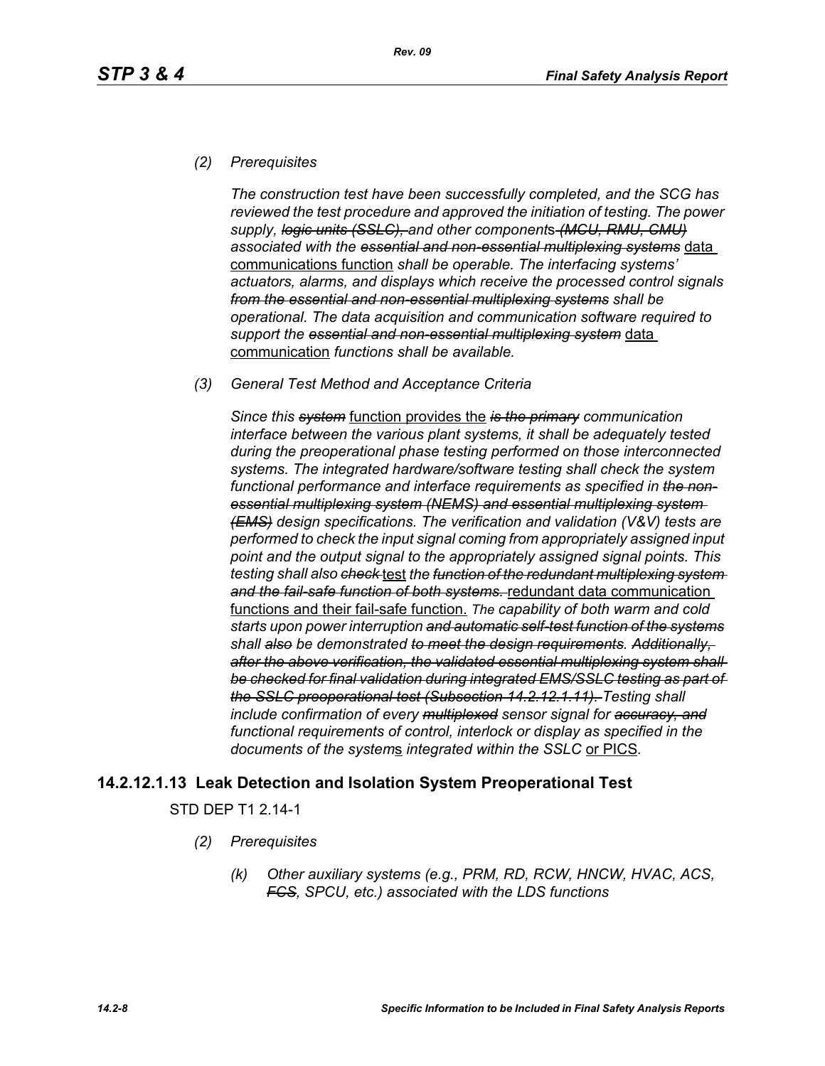*(2) Prerequisites*

*The construction test have been successfully completed, and the SCG has reviewed the test procedure and approved the initiation of testing. The power supply, ~~logic units (SSLC),~~ and other component*s *~~(MCU, RMU, CMU)~~ associated with the ~~essential and non-essential multiplexing systems~~* <u>data communications function</u> *shall be operable. The interfacing systems' actuators, alarms, and displays which receive the processed control signals ~~from the essential and non-essential multiplexing systems~~ shall be operational. The data acquisition and communication software required to support the ~~essential and non-essential multiplexing system~~* <u>data communication</u> *functions shall be available.*

*(3) General Test Method and Acceptance Criteria*

*Since this ~~system~~* <u>function provides the</u> *~~is the primary~~ communication interface between the various plant systems, it shall be adequately tested during the preoperational phase testing performed on those interconnected systems. The integrated hardware/software testing shall check the system functional performance and interface requirements as specified in ~~the non-essential multiplexing system (NEMS) and essential multiplexing system (EMS)~~ design specifications. The verification and validation (V&V) tests are performed to check the input signal coming from appropriately assigned input point and the output signal to the appropriately assigned signal points. This testing shall also ~~check~~* <u>test</u> *the ~~function of the redundant multiplexing system and the fail-safe function of both systems.~~* <u>redundant data communication functions and their fail-safe function.</u> *The capability of both warm and cold starts upon power interruption ~~and automatic self-test function of the systems~~ shall ~~also~~ be demonstrated ~~to meet the design requirements. Additionally, after the above verification, the validated essential multiplexing system shall be checked for final validation during integrated EMS/SSLC testing as part of the SSLC preoperational test (Subsection 14.2.12.1.11).~~ Testing shall include confirmation of every ~~multiplexed~~ sensor signal for ~~accuracy, and~~ functional requirements of control, interlock or display as specified in the documents of the system*<u>s</u> *integrated within the SSLC* <u>or PICS</u>.

### 14.2.12.1.13 Leak Detection and Isolation System Preoperational Test

STD DEP T1 2.14-1

*(2) Prerequisites*

*(k) Other auxiliary systems (e.g., PRM, RD, RCW, HNCW, HVAC, ACS, ~~FCS~~, SPCU, etc.) associated with the LDS functions*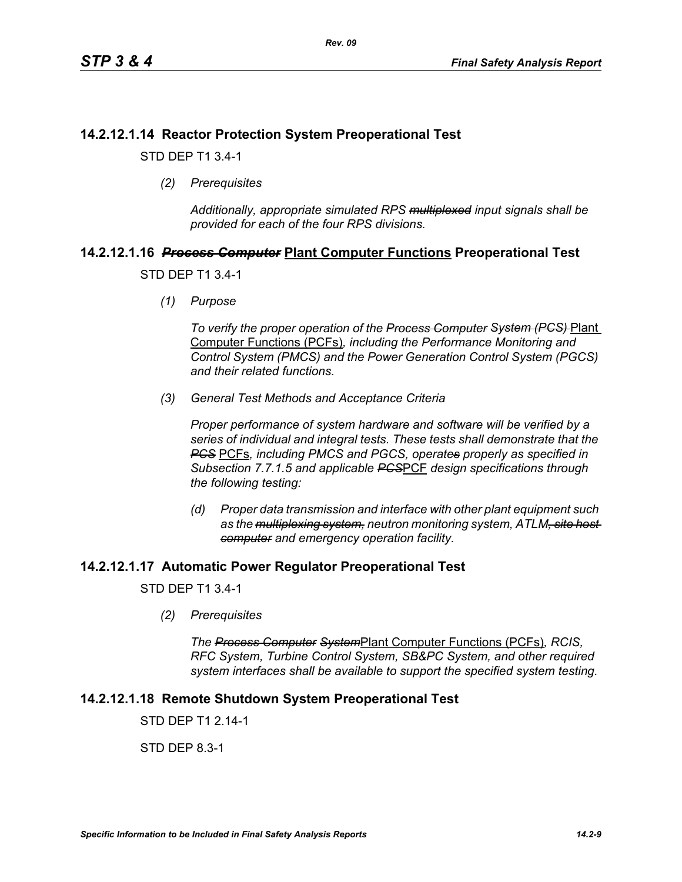## 14.2.12.1.14 Reactor Protection System Preoperational Test

STD DEP T1 3.4-1

*(2) Prerequisites*

*Additionally, appropriate simulated RPS ~~multiplexed~~ input signals shall be provided for each of the four RPS divisions.*

## 14.2.12.1.16 ~~*Process Computer*~~ Plant Computer Functions Preoperational Test

STD DEP T1 3.4-1

*(1) Purpose*

*To verify the proper operation of the ~~Process Computer System (PCS)~~* Plant Computer Functions (PCFs)*, including the Performance Monitoring and Control System (PMCS) and the Power Generation Control System (PGCS) and their related functions.*

*(3) General Test Methods and Acceptance Criteria*

*Proper performance of system hardware and software will be verified by a series of individual and integral tests. These tests shall demonstrate that the ~~PCS~~* PCFs*, including PMCS and PGCS, operate~~s~~ properly as specified in Subsection 7.7.1.5 and applicable ~~PCS~~*PCF *design specifications through the following testing:*

*(d) Proper data transmission and interface with other plant equipment such as the ~~multiplexing system,~~ neutron monitoring system, ATLM~~, site host computer~~ and emergency operation facility.*

## 14.2.12.1.17 Automatic Power Regulator Preoperational Test

STD DEP T1 3.4-1

*(2) Prerequisites*

*The ~~Process Computer System~~*Plant Computer Functions (PCFs)*, RCIS, RFC System, Turbine Control System, SB&PC System, and other required system interfaces shall be available to support the specified system testing.*

## 14.2.12.1.18 Remote Shutdown System Preoperational Test

STD DEP T1 2.14-1

STD DEP 8.3-1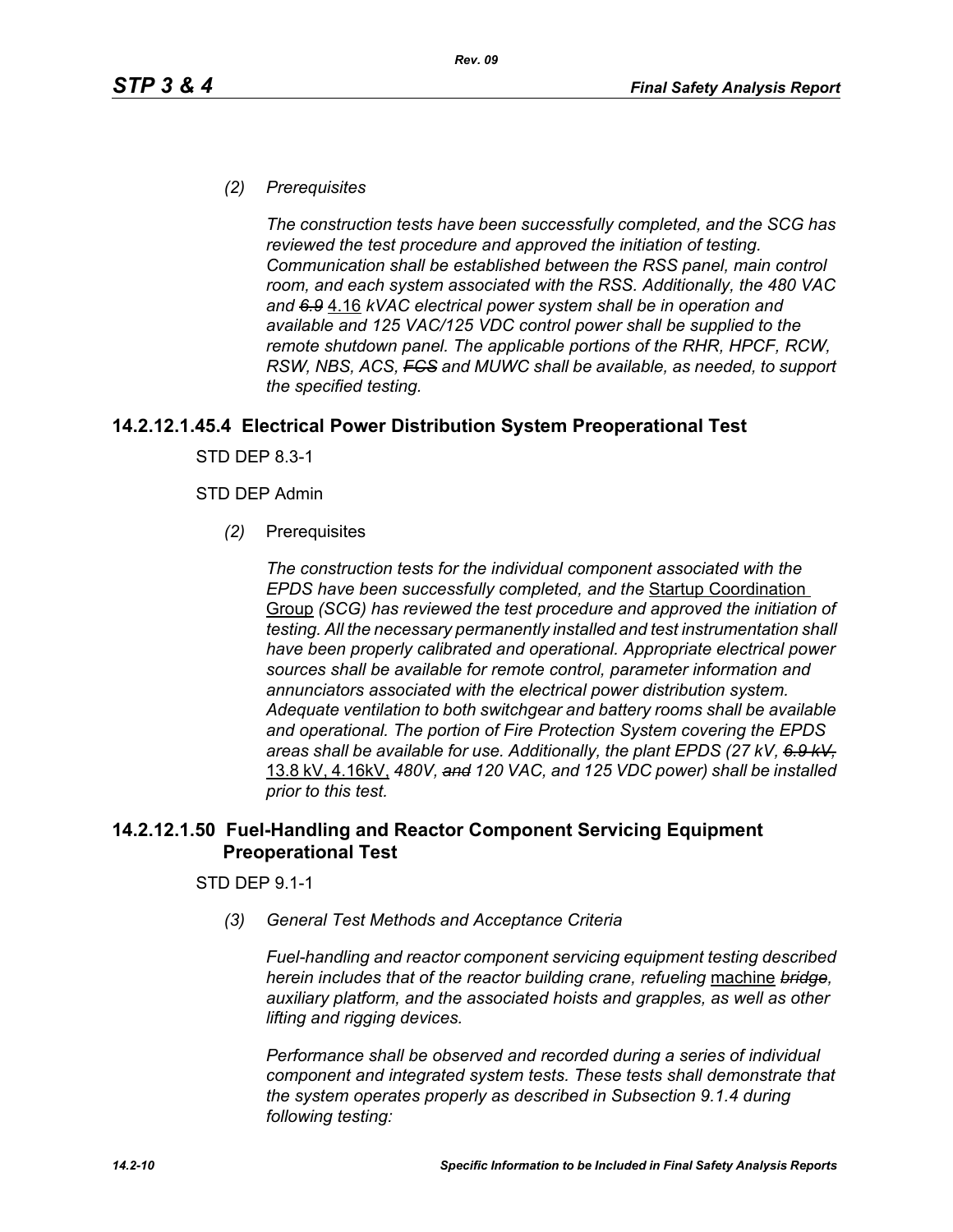*(2) Prerequisites*

*The construction tests have been successfully completed, and the SCG has reviewed the test procedure and approved the initiation of testing. Communication shall be established between the RSS panel, main control room, and each system associated with the RSS. Additionally, the 480 VAC and ~~6.9~~* 4.16 *kVAC electrical power system shall be in operation and available and 125 VAC/125 VDC control power shall be supplied to the remote shutdown panel. The applicable portions of the RHR, HPCF, RCW, RSW, NBS, ACS, ~~FCS~~ and MUWC shall be available, as needed, to support the specified testing.*

## 14.2.12.1.45.4 Electrical Power Distribution System Preoperational Test

STD DEP 8.3-1

STD DEP Admin

*(2)* Prerequisites

*The construction tests for the individual component associated with the EPDS have been successfully completed, and the* Startup Coordination Group *(SCG) has reviewed the test procedure and approved the initiation of testing. All the necessary permanently installed and test instrumentation shall have been properly calibrated and operational. Appropriate electrical power sources shall be available for remote control, parameter information and annunciators associated with the electrical power distribution system. Adequate ventilation to both switchgear and battery rooms shall be available and operational. The portion of Fire Protection System covering the EPDS areas shall be available for use. Additionally, the plant EPDS (27 kV, ~~6.9 kV,~~* 13.8 kV, 4.16kV, *480V, ~~and~~ 120 VAC, and 125 VDC power) shall be installed prior to this test.*

## 14.2.12.1.50 Fuel-Handling and Reactor Component Servicing Equipment Preoperational Test

STD DEP 9.1-1

*(3) General Test Methods and Acceptance Criteria*

*Fuel-handling and reactor component servicing equipment testing described herein includes that of the reactor building crane, refueling* machine *~~bridge~~, auxiliary platform, and the associated hoists and grapples, as well as other lifting and rigging devices.*

*Performance shall be observed and recorded during a series of individual component and integrated system tests. These tests shall demonstrate that the system operates properly as described in Subsection 9.1.4 during following testing:*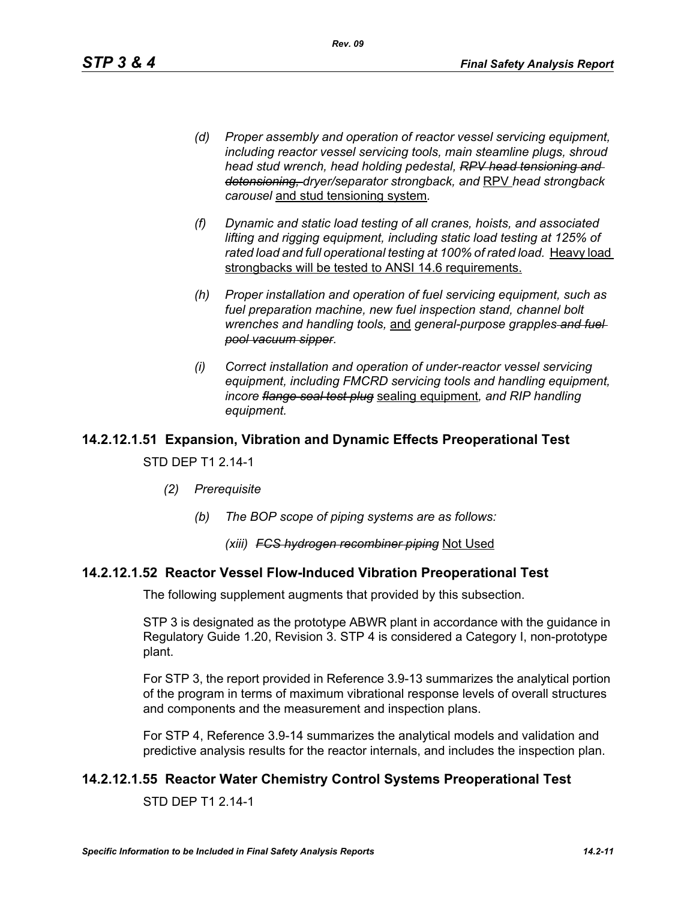- *(d) Proper assembly and operation of reactor vessel servicing equipment, including reactor vessel servicing tools, main steamline plugs, shroud head stud wrench, head holding pedestal, ~~RPV head tensioning and detensioning,~~ dryer/separator strongback, and* RPV *head strongback carousel* and stud tensioning system*.*

- *(f) Dynamic and static load testing of all cranes, hoists, and associated lifting and rigging equipment, including static load testing at 125% of rated load and full operational testing at 100% of rated load.* Heavy load strongbacks will be tested to ANSI 14.6 requirements.

- *(h) Proper installation and operation of fuel servicing equipment, such as fuel preparation machine, new fuel inspection stand, channel bolt wrenches and handling tools,* and *general-purpose grapples ~~and fuel pool vacuum sipper~~.*

- *(i) Correct installation and operation of under-reactor vessel servicing equipment, including FMCRD servicing tools and handling equipment, incore ~~flange seal test plug~~* sealing equipment*, and RIP handling equipment.*

## 14.2.12.1.51 Expansion, Vibration and Dynamic Effects Preoperational Test

STD DEP T1 2.14-1

*(2) Prerequisite*

*(b) The BOP scope of piping systems are as follows:*

*(xiii) ~~FCS hydrogen recombiner piping~~* Not Used

## 14.2.12.1.52 Reactor Vessel Flow-Induced Vibration Preoperational Test

The following supplement augments that provided by this subsection.

STP 3 is designated as the prototype ABWR plant in accordance with the guidance in Regulatory Guide 1.20, Revision 3. STP 4 is considered a Category I, non-prototype plant.

For STP 3, the report provided in Reference 3.9-13 summarizes the analytical portion of the program in terms of maximum vibrational response levels of overall structures and components and the measurement and inspection plans.

For STP 4, Reference 3.9-14 summarizes the analytical models and validation and predictive analysis results for the reactor internals, and includes the inspection plan.

## 14.2.12.1.55 Reactor Water Chemistry Control Systems Preoperational Test

STD DEP T1 2.14-1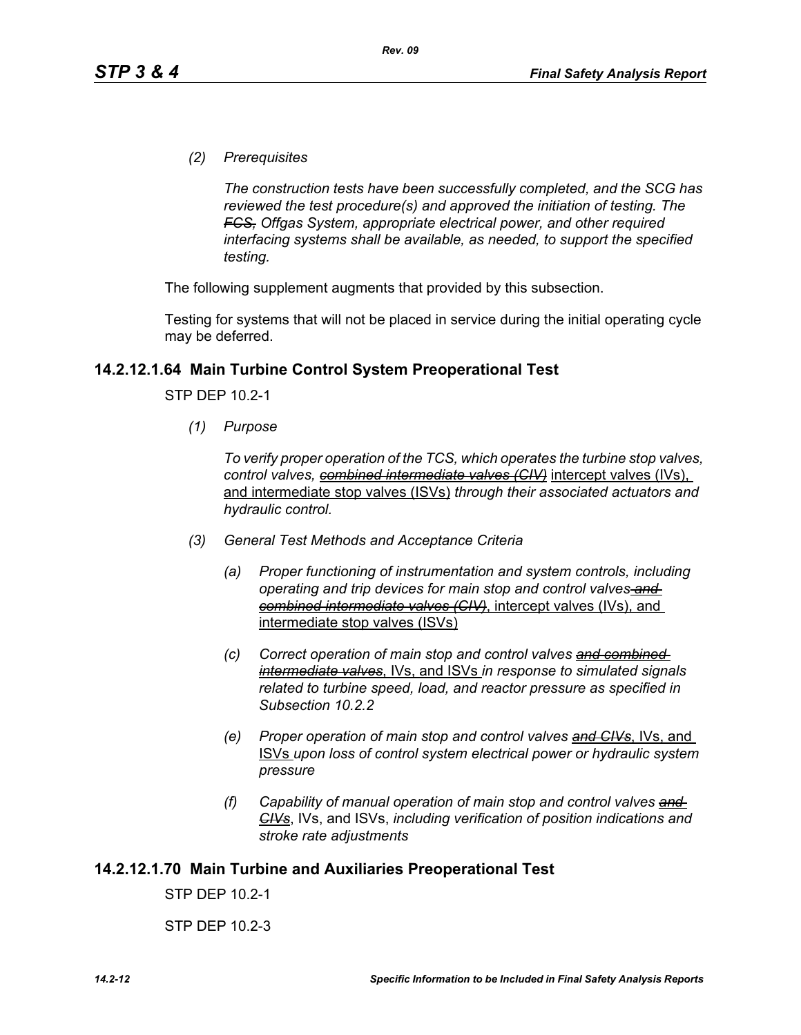*(2) Prerequisites*

*The construction tests have been successfully completed, and the SCG has reviewed the test procedure(s) and approved the initiation of testing. The ~~FCS,~~ Offgas System, appropriate electrical power, and other required interfacing systems shall be available, as needed, to support the specified testing.*

The following supplement augments that provided by this subsection.

Testing for systems that will not be placed in service during the initial operating cycle may be deferred.

## 14.2.12.1.64 Main Turbine Control System Preoperational Test

STP DEP 10.2-1

*(1) Purpose*

*To verify proper operation of the TCS, which operates the turbine stop valves, control valves, ~~combined intermediate valves (CIV)~~* <u>intercept valves (IVs), and intermediate stop valves (ISVs)</u> *through their associated actuators and hydraulic control.*

*(3) General Test Methods and Acceptance Criteria*

*(a) Proper functioning of instrumentation and system controls, including operating and trip devices for main stop and control valves ~~and combined intermediate valves (CIV)~~*, <u>intercept valves (IVs), and intermediate stop valves (ISVs)</u>

*(c) Correct operation of main stop and control valves ~~and combined intermediate valves~~*, <u>IVs, and ISVs</u> *in response to simulated signals related to turbine speed, load, and reactor pressure as specified in Subsection 10.2.2*

*(e) Proper operation of main stop and control valves ~~and CIVs~~*, <u>IVs, and ISVs</u> *upon loss of control system electrical power or hydraulic system pressure*

*(f) Capability of manual operation of main stop and control valves ~~and CIVs~~*, IVs, and ISVs, *including verification of position indications and stroke rate adjustments*

## 14.2.12.1.70 Main Turbine and Auxiliaries Preoperational Test

STP DEP 10.2-1

STP DEP 10.2-3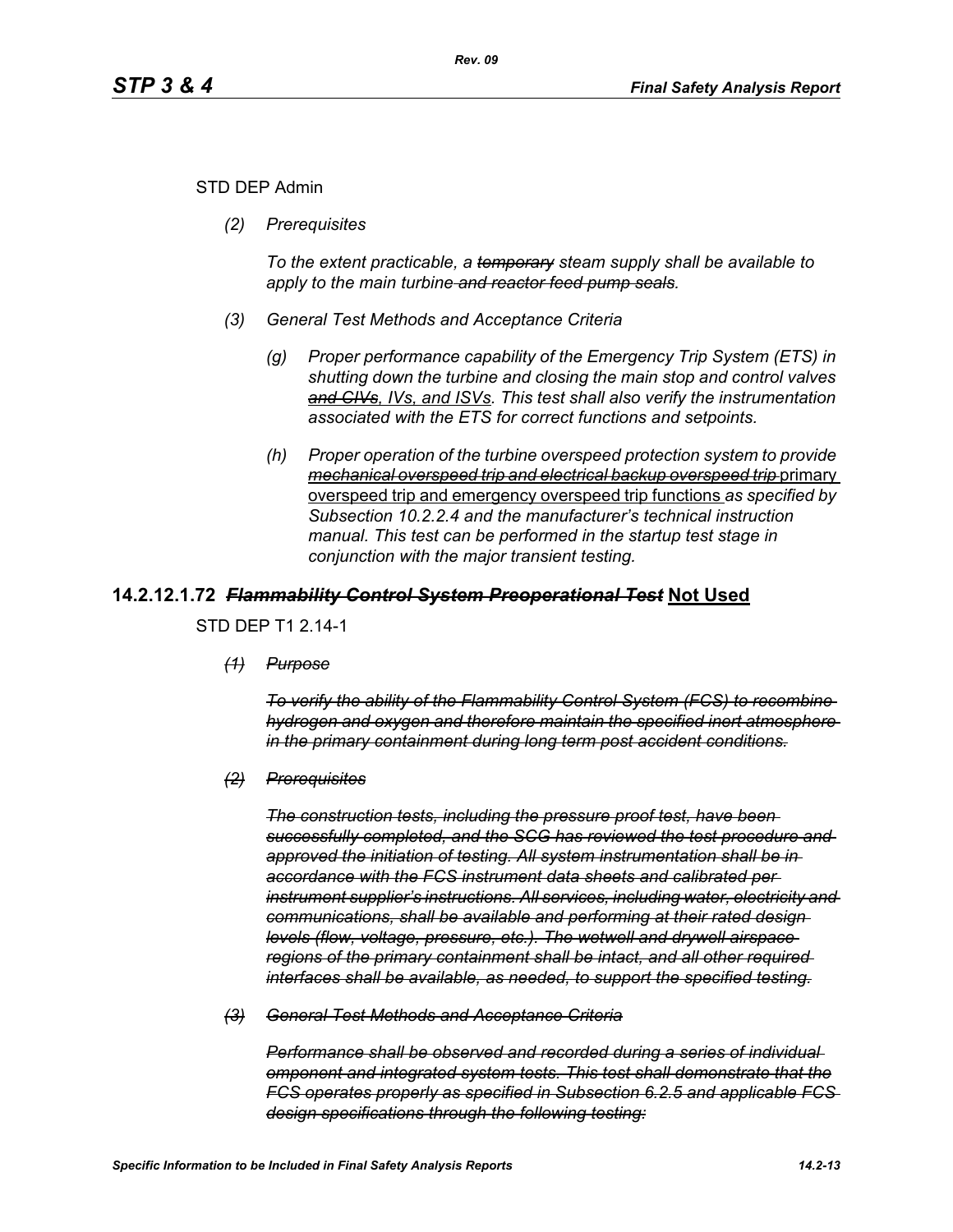STD DEP Admin

*(2) Prerequisites*

*To the extent practicable, a ~~temporary~~ steam supply shall be available to apply to the main turbine ~~and reactor feed pump seals~~.*

*(3) General Test Methods and Acceptance Criteria*

*(g) Proper performance capability of the Emergency Trip System (ETS) in shutting down the turbine and closing the main stop and control valves ~~and CIVs~~, IVs, and ISVs. This test shall also verify the instrumentation associated with the ETS for correct functions and setpoints.*

*(h) Proper operation of the turbine overspeed protection system to provide ~~mechanical overspeed trip and electrical backup overspeed trip~~* <u>primary overspeed trip and emergency overspeed trip functions</u> *as specified by Subsection 10.2.2.4 and the manufacturer's technical instruction manual. This test can be performed in the startup test stage in conjunction with the major transient testing.*

## 14.2.12.1.72 ~~*Flammability Control System Preoperational Test*~~ <u>Not Used</u>

STD DEP T1 2.14-1

~~*(1) Purpose*~~

~~*To verify the ability of the Flammability Control System (FCS) to recombine hydrogen and oxygen and therefore maintain the specified inert atmosphere in the primary containment during long term post accident conditions.*~~

~~*(2) Prerequisites*~~

~~*The construction tests, including the pressure proof test, have been successfully completed, and the SCG has reviewed the test procedure and approved the initiation of testing. All system instrumentation shall be in accordance with the FCS instrument data sheets and calibrated per instrument supplier's instructions. All services, including water, electricity and communications, shall be available and performing at their rated design levels (flow, voltage, pressure, etc.). The wetwell and drywell airspace regions of the primary containment shall be intact, and all other required interfaces shall be available, as needed, to support the specified testing.*~~

~~*(3) General Test Methods and Acceptance Criteria*~~

~~*Performance shall be observed and recorded during a series of individual omponent and integrated system tests. This test shall demonstrate that the FCS operates properly as specified in Subsection 6.2.5 and applicable FCS design specifications through the following testing:*~~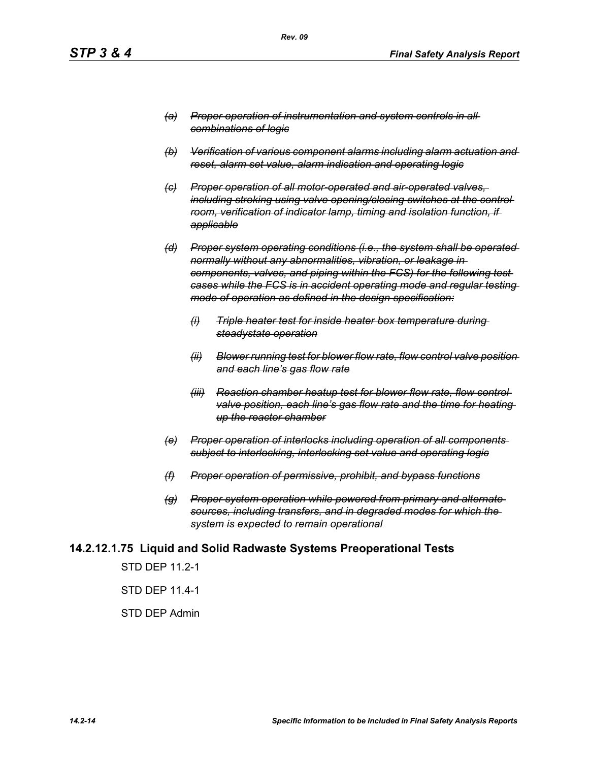- ~~*(a) Proper operation of instrumentation and system controls in all combinations of logic*~~

- ~~*(b) Verification of various component alarms including alarm actuation and reset, alarm set value, alarm indication and operating logic*~~

- ~~*(c) Proper operation of all motor-operated and air-operated valves, including stroking using valve opening/closing switches at the control room, verification of indicator lamp, timing and isolation function, if applicable*~~

- ~~*(d) Proper system operating conditions (i.e., the system shall be operated normally without any abnormalities, vibration, or leakage in components, valves, and piping within the FCS) for the following test cases while the FCS is in accident operating mode and regular testing mode of operation as defined in the design specification:*~~

  - ~~*(i) Triple heater test for inside heater box temperature during steadystate operation*~~

  - ~~*(ii) Blower running test for blower flow rate, flow control valve position and each line's gas flow rate*~~

  - ~~*(iii) Reaction chamber heatup test for blower flow rate, flow control valve position, each line's gas flow rate and the time for heating up the reactor chamber*~~

- ~~*(e) Proper operation of interlocks including operation of all components subject to interlocking, interlocking set value and operating logic*~~

- ~~*(f) Proper operation of permissive, prohibit, and bypass functions*~~

- ~~*(g) Proper system operation while powered from primary and alternate sources, including transfers, and in degraded modes for which the system is expected to remain operational*~~

## 14.2.12.1.75 Liquid and Solid Radwaste Systems Preoperational Tests

STD DEP 11.2-1

STD DEP 11.4-1

STD DEP Admin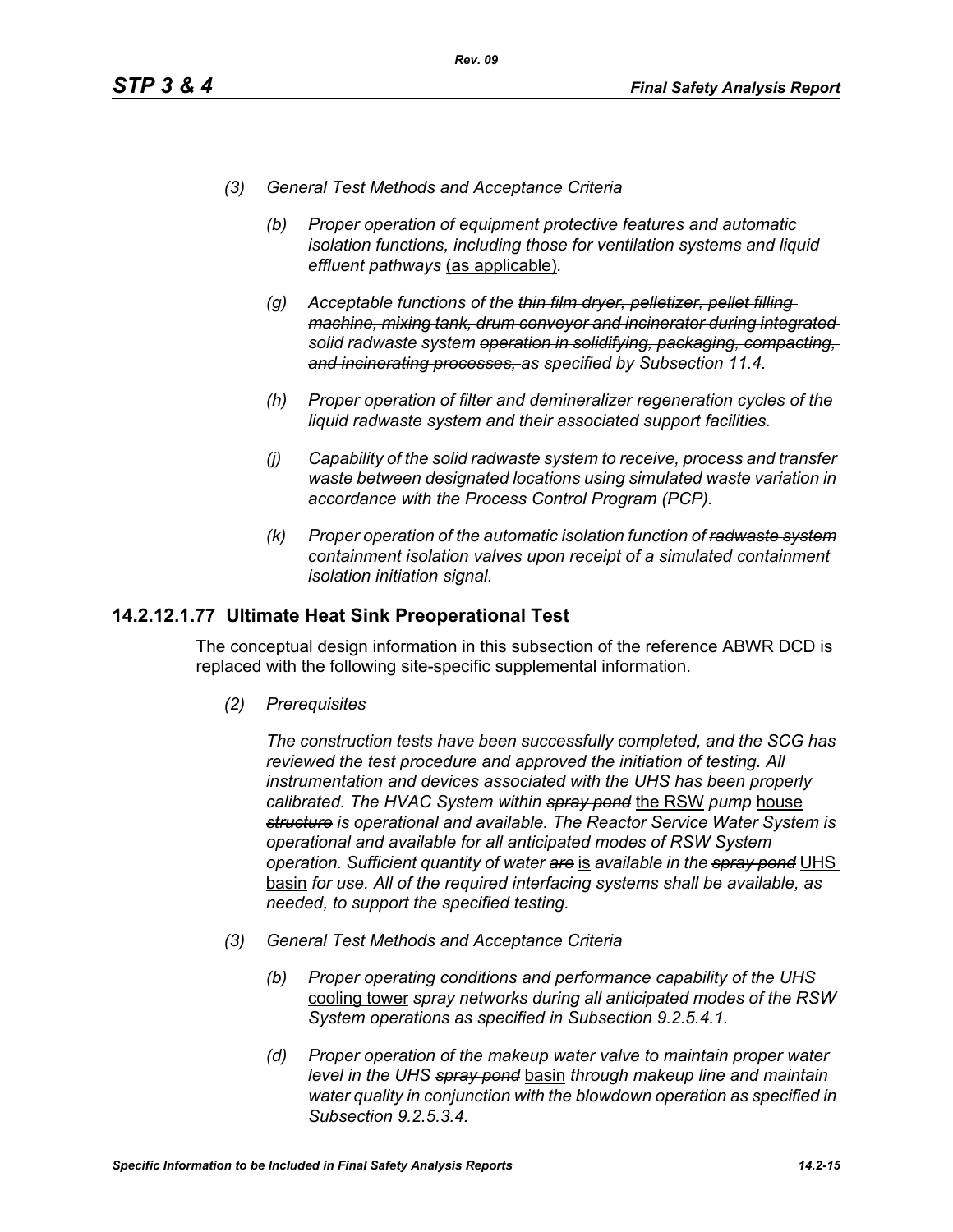*(3) General Test Methods and Acceptance Criteria*

*(b) Proper operation of equipment protective features and automatic isolation functions, including those for ventilation systems and liquid effluent pathways* <u>(as applicable)</u>*.*

*(g) Acceptable functions of the ~~thin film dryer, pelletizer, pellet filling machine, mixing tank, drum conveyor and incinerator during integrated~~ solid radwaste system ~~operation in solidifying, packaging, compacting, and incinerating processes,~~ as specified by Subsection 11.4.*

*(h) Proper operation of filter ~~and demineralizer regeneration~~ cycles of the liquid radwaste system and their associated support facilities.*

*(j) Capability of the solid radwaste system to receive, process and transfer waste ~~between designated locations using simulated waste variation~~ in accordance with the Process Control Program (PCP).*

*(k) Proper operation of the automatic isolation function of ~~radwaste system~~ containment isolation valves upon receipt of a simulated containment isolation initiation signal.*

## 14.2.12.1.77 Ultimate Heat Sink Preoperational Test

The conceptual design information in this subsection of the reference ABWR DCD is replaced with the following site-specific supplemental information.

*(2) Prerequisites*

*The construction tests have been successfully completed, and the SCG has reviewed the test procedure and approved the initiation of testing. All instrumentation and devices associated with the UHS has been properly calibrated. The HVAC System within ~~spray pond~~* <u>the RSW</u> *pump* <u>house</u> *~~structure~~ is operational and available. The Reactor Service Water System is operational and available for all anticipated modes of RSW System operation. Sufficient quantity of water ~~are~~* <u>is</u> *available in the ~~spray pond~~* <u>UHS basin</u> *for use. All of the required interfacing systems shall be available, as needed, to support the specified testing.*

*(3) General Test Methods and Acceptance Criteria*

*(b) Proper operating conditions and performance capability of the UHS* <u>cooling tower</u> *spray networks during all anticipated modes of the RSW System operations as specified in Subsection 9.2.5.4.1.*

*(d) Proper operation of the makeup water valve to maintain proper water level in the UHS ~~spray pond~~* <u>basin</u> *through makeup line and maintain water quality in conjunction with the blowdown operation as specified in Subsection 9.2.5.3.4.*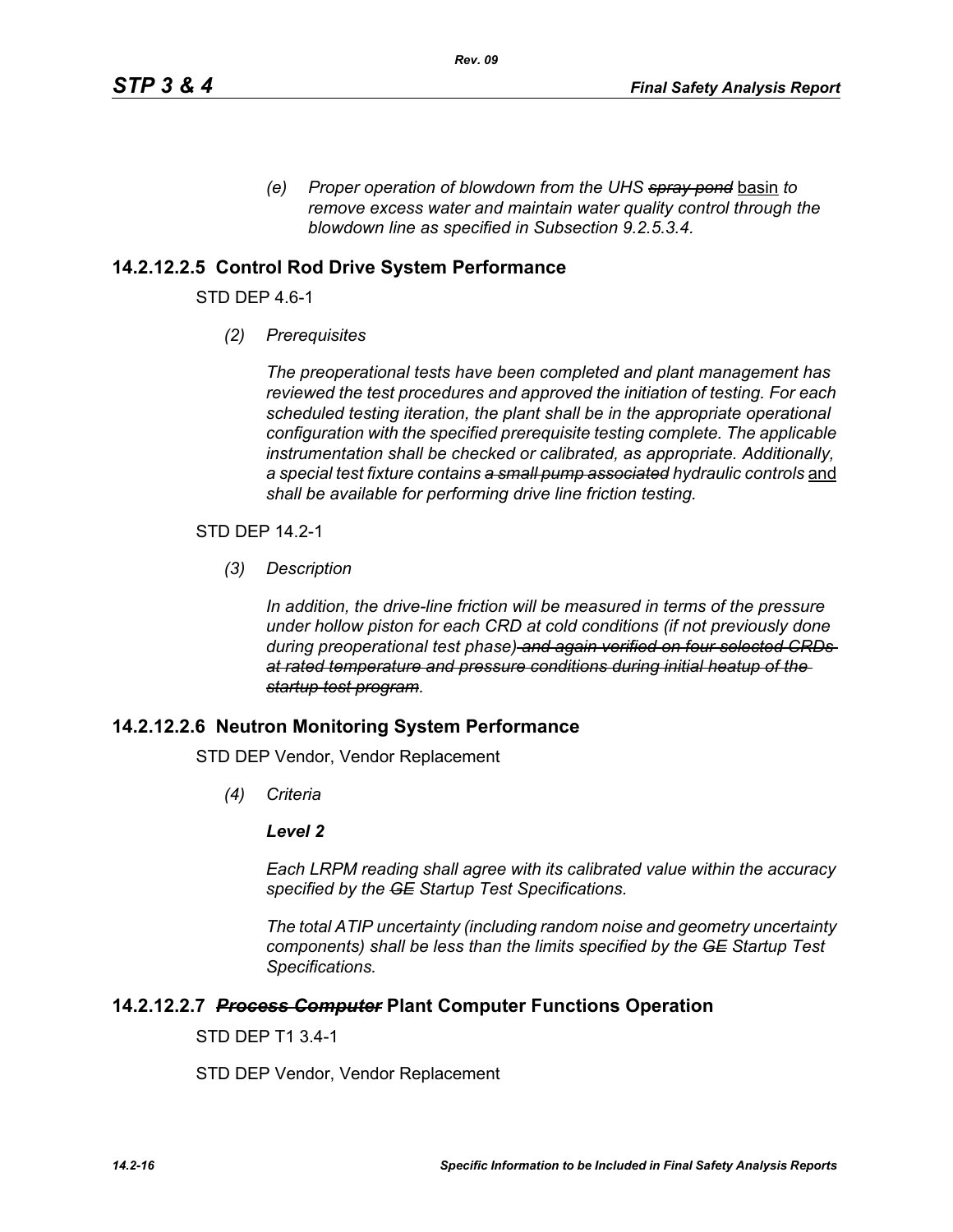*(e) Proper operation of blowdown from the UHS ~~spray pond~~ basin to remove excess water and maintain water quality control through the blowdown line as specified in Subsection 9.2.5.3.4.*

## 14.2.12.2.5 Control Rod Drive System Performance

STD DEP 4.6-1

*(2) Prerequisites*

*The preoperational tests have been completed and plant management has reviewed the test procedures and approved the initiation of testing. For each scheduled testing iteration, the plant shall be in the appropriate operational configuration with the specified prerequisite testing complete. The applicable instrumentation shall be checked or calibrated, as appropriate. Additionally, a special test fixture contains ~~a small pump associated~~ hydraulic controls* and *shall be available for performing drive line friction testing.*

STD DEP 14.2-1

*(3) Description*

*In addition, the drive-line friction will be measured in terms of the pressure under hollow piston for each CRD at cold conditions (if not previously done during preoperational test phase) ~~and again verified on four selected CRDs at rated temperature and pressure conditions during initial heatup of the startup test program~~.*

## 14.2.12.2.6 Neutron Monitoring System Performance

STD DEP Vendor, Vendor Replacement

*(4) Criteria*

***Level 2***

*Each LRPM reading shall agree with its calibrated value within the accuracy specified by the ~~GE~~ Startup Test Specifications.*

*The total ATIP uncertainty (including random noise and geometry uncertainty components) shall be less than the limits specified by the ~~GE~~ Startup Test Specifications.*

## 14.2.12.2.7 ~~*Process Computer*~~ Plant Computer Functions Operation

STD DEP T1 3.4-1

STD DEP Vendor, Vendor Replacement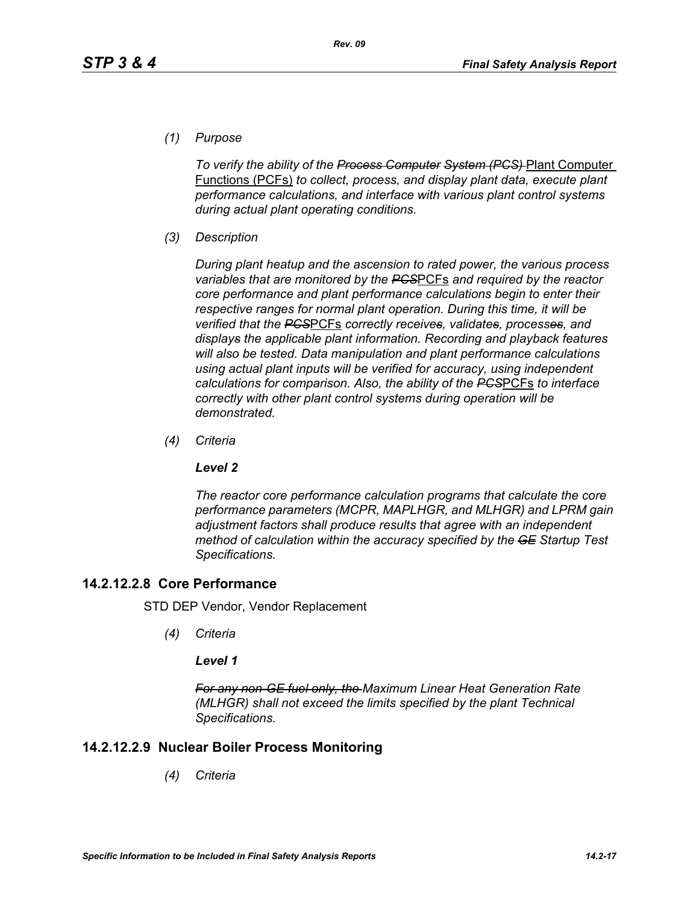*(1) Purpose*

*To verify the ability of the ~~Process Computer System (PCS)~~* Plant Computer Functions (PCFs) *to collect, process, and display plant data, execute plant performance calculations, and interface with various plant control systems during actual plant operating conditions.*

*(3) Description*

*During plant heatup and the ascension to rated power, the various process variables that are monitored by the ~~PCS~~*PCFs *and required by the reactor core performance and plant performance calculations begin to enter their respective ranges for normal plant operation. During this time, it will be verified that the ~~PCS~~*PCFs *correctly receive~~s~~, validate~~s~~, process~~es~~, and display~~s~~ the applicable plant information. Recording and playback features will also be tested. Data manipulation and plant performance calculations using actual plant inputs will be verified for accuracy, using independent calculations for comparison. Also, the ability of the ~~PCS~~*PCFs *to interface correctly with other plant control systems during operation will be demonstrated.*

*(4) Criteria*

***Level 2***

*The reactor core performance calculation programs that calculate the core performance parameters (MCPR, MAPLHGR, and MLHGR) and LPRM gain adjustment factors shall produce results that agree with an independent method of calculation within the accuracy specified by the ~~GE~~ Startup Test Specifications.*

## 14.2.12.2.8 Core Performance

STD DEP Vendor, Vendor Replacement

*(4) Criteria*

***Level 1***

*~~For any non-GE fuel only, the~~ Maximum Linear Heat Generation Rate (MLHGR) shall not exceed the limits specified by the plant Technical Specifications.*

## 14.2.12.2.9 Nuclear Boiler Process Monitoring

*(4) Criteria*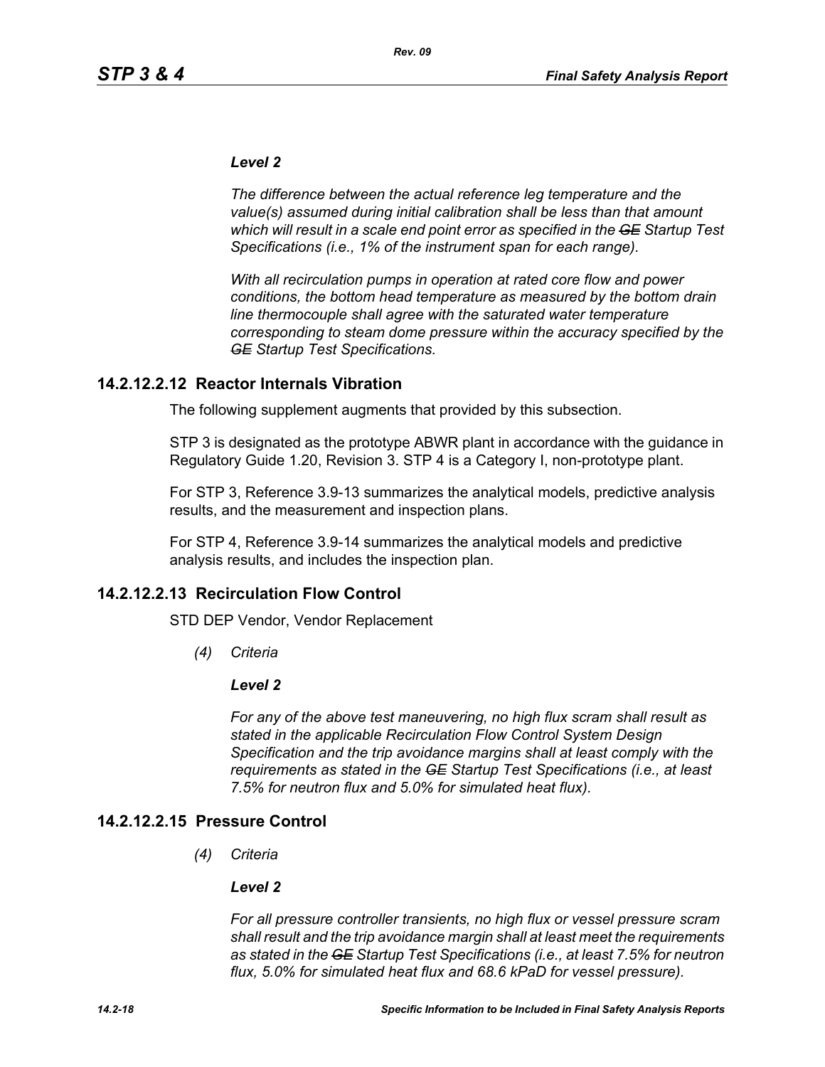***Level 2***

*The difference between the actual reference leg temperature and the value(s) assumed during initial calibration shall be less than that amount which will result in a scale end point error as specified in the ~~GE~~ Startup Test Specifications (i.e., 1% of the instrument span for each range).*

*With all recirculation pumps in operation at rated core flow and power conditions, the bottom head temperature as measured by the bottom drain line thermocouple shall agree with the saturated water temperature corresponding to steam dome pressure within the accuracy specified by the ~~GE~~ Startup Test Specifications.*

## 14.2.12.2.12 Reactor Internals Vibration

The following supplement augments that provided by this subsection.

STP 3 is designated as the prototype ABWR plant in accordance with the guidance in Regulatory Guide 1.20, Revision 3. STP 4 is a Category I, non-prototype plant.

For STP 3, Reference 3.9-13 summarizes the analytical models, predictive analysis results, and the measurement and inspection plans.

For STP 4, Reference 3.9-14 summarizes the analytical models and predictive analysis results, and includes the inspection plan.

## 14.2.12.2.13 Recirculation Flow Control

STD DEP Vendor, Vendor Replacement

*(4) Criteria*

***Level 2***

*For any of the above test maneuvering, no high flux scram shall result as stated in the applicable Recirculation Flow Control System Design Specification and the trip avoidance margins shall at least comply with the requirements as stated in the ~~GE~~ Startup Test Specifications (i.e., at least 7.5% for neutron flux and 5.0% for simulated heat flux).*

## 14.2.12.2.15 Pressure Control

*(4) Criteria*

***Level 2***

*For all pressure controller transients, no high flux or vessel pressure scram shall result and the trip avoidance margin shall at least meet the requirements as stated in the ~~GE~~ Startup Test Specifications (i.e., at least 7.5% for neutron flux, 5.0% for simulated heat flux and 68.6 kPaD for vessel pressure).*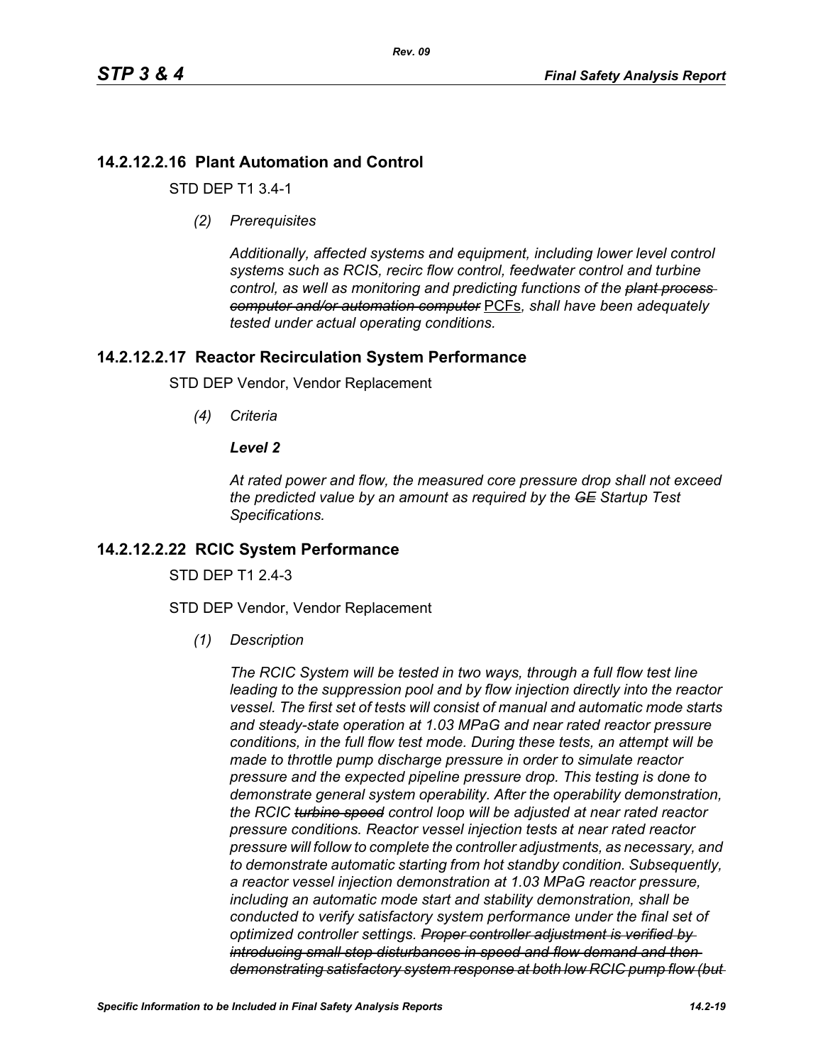## 14.2.12.2.16 Plant Automation and Control

STD DEP T1 3.4-1

*(2) Prerequisites*

*Additionally, affected systems and equipment, including lower level control systems such as RCIS, recirc flow control, feedwater control and turbine control, as well as monitoring and predicting functions of the ~~plant process computer and/or automation computer~~* <u>PCFs</u>*, shall have been adequately tested under actual operating conditions.*

## 14.2.12.2.17 Reactor Recirculation System Performance

STD DEP Vendor, Vendor Replacement

*(4) Criteria*

***Level 2***

*At rated power and flow, the measured core pressure drop shall not exceed the predicted value by an amount as required by the ~~GE~~ Startup Test Specifications.*

## 14.2.12.2.22 RCIC System Performance

STD DEP T1 2.4-3

STD DEP Vendor, Vendor Replacement

*(1) Description*

*The RCIC System will be tested in two ways, through a full flow test line leading to the suppression pool and by flow injection directly into the reactor vessel. The first set of tests will consist of manual and automatic mode starts and steady-state operation at 1.03 MPaG and near rated reactor pressure conditions, in the full flow test mode. During these tests, an attempt will be made to throttle pump discharge pressure in order to simulate reactor pressure and the expected pipeline pressure drop. This testing is done to demonstrate general system operability. After the operability demonstration, the RCIC ~~turbine speed~~ control loop will be adjusted at near rated reactor pressure conditions. Reactor vessel injection tests at near rated reactor pressure will follow to complete the controller adjustments, as necessary, and to demonstrate automatic starting from hot standby condition. Subsequently, a reactor vessel injection demonstration at 1.03 MPaG reactor pressure, including an automatic mode start and stability demonstration, shall be conducted to verify satisfactory system performance under the final set of optimized controller settings. ~~Proper controller adjustment is verified by introducing small step disturbances in speed and flow demand and then demonstrating satisfactory system response at both low RCIC pump flow (but~~*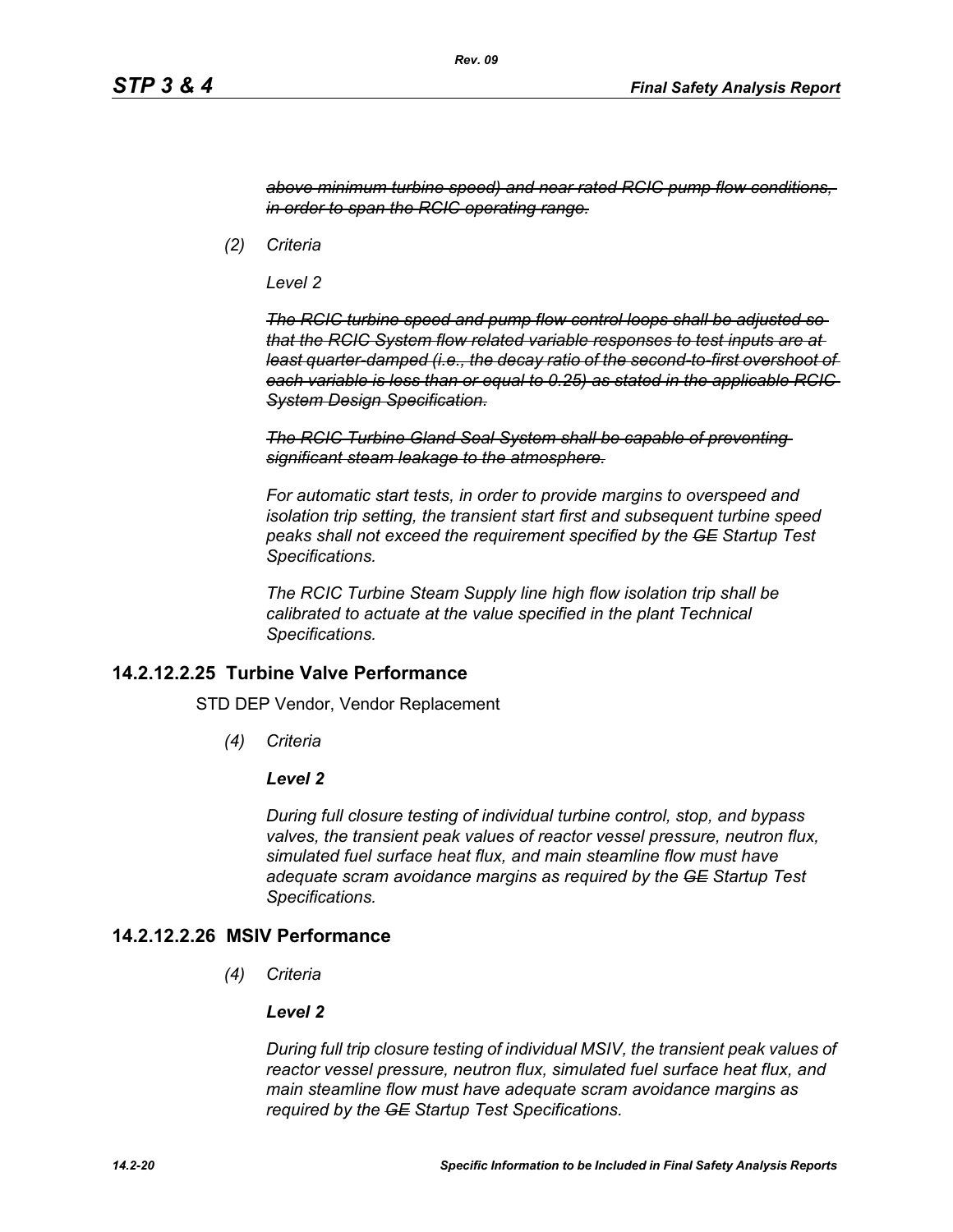~~*above minimum turbine speed) and near rated RCIC pump flow conditions, in order to span the RCIC operating range.*~~

*(2) Criteria*

*Level 2*

~~*The RCIC turbine speed and pump flow control loops shall be adjusted so that the RCIC System flow related variable responses to test inputs are at least quarter-damped (i.e., the decay ratio of the second-to-first overshoot of each variable is less than or equal to 0.25) as stated in the applicable RCIC System Design Specification.*~~

~~*The RCIC Turbine Gland Seal System shall be capable of preventing significant steam leakage to the atmosphere.*~~

*For automatic start tests, in order to provide margins to overspeed and isolation trip setting, the transient start first and subsequent turbine speed peaks shall not exceed the requirement specified by the ~~GE~~ Startup Test Specifications.*

*The RCIC Turbine Steam Supply line high flow isolation trip shall be calibrated to actuate at the value specified in the plant Technical Specifications.*

### 14.2.12.2.25 Turbine Valve Performance

STD DEP Vendor, Vendor Replacement

*(4) Criteria*

***Level 2***

*During full closure testing of individual turbine control, stop, and bypass valves, the transient peak values of reactor vessel pressure, neutron flux, simulated fuel surface heat flux, and main steamline flow must have adequate scram avoidance margins as required by the ~~GE~~ Startup Test Specifications.*

### 14.2.12.2.26 MSIV Performance

*(4) Criteria*

***Level 2***

*During full trip closure testing of individual MSIV, the transient peak values of reactor vessel pressure, neutron flux, simulated fuel surface heat flux, and main steamline flow must have adequate scram avoidance margins as required by the ~~GE~~ Startup Test Specifications.*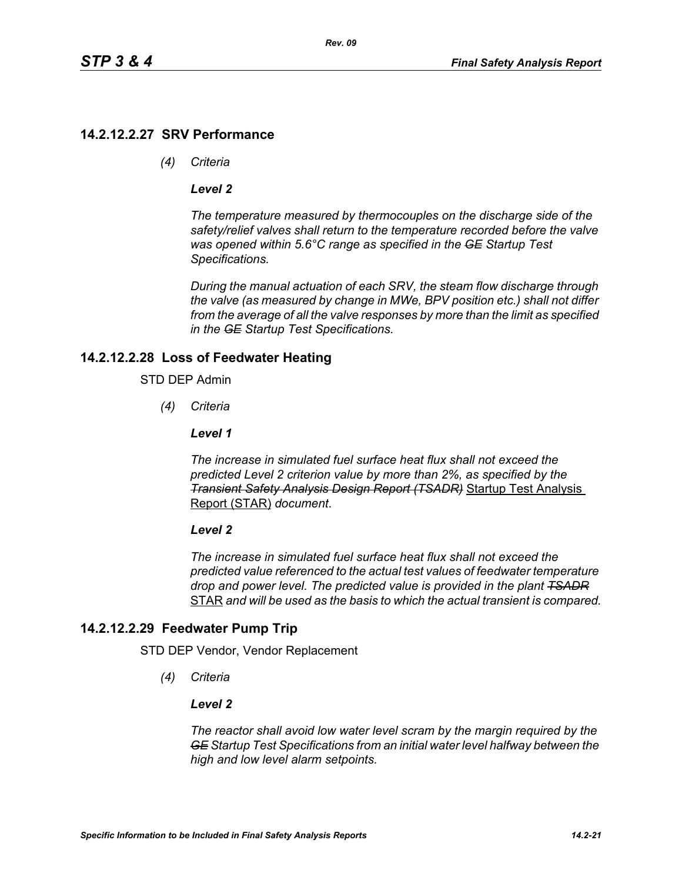## 14.2.12.2.27 SRV Performance

*(4) Criteria*

***Level 2***

*The temperature measured by thermocouples on the discharge side of the safety/relief valves shall return to the temperature recorded before the valve was opened within 5.6°C range as specified in the ~~GE~~ Startup Test Specifications.*

*During the manual actuation of each SRV, the steam flow discharge through the valve (as measured by change in MWe, BPV position etc.) shall not differ from the average of all the valve responses by more than the limit as specified in the ~~GE~~ Startup Test Specifications.*

## 14.2.12.2.28 Loss of Feedwater Heating

STD DEP Admin

*(4) Criteria*

***Level 1***

*The increase in simulated fuel surface heat flux shall not exceed the predicted Level 2 criterion value by more than 2%, as specified by the ~~Transient Safety Analysis Design Report (TSADR)~~* <u>Startup Test Analysis Report (STAR)</u> *document*.

***Level 2***

*The increase in simulated fuel surface heat flux shall not exceed the predicted value referenced to the actual test values of feedwater temperature drop and power level. The predicted value is provided in the plant ~~TSADR~~* <u>STAR</u> *and will be used as the basis to which the actual transient is compared.*

## 14.2.12.2.29 Feedwater Pump Trip

STD DEP Vendor, Vendor Replacement

*(4) Criteria*

***Level 2***

*The reactor shall avoid low water level scram by the margin required by the ~~GE~~ Startup Test Specifications from an initial water level halfway between the high and low level alarm setpoints.*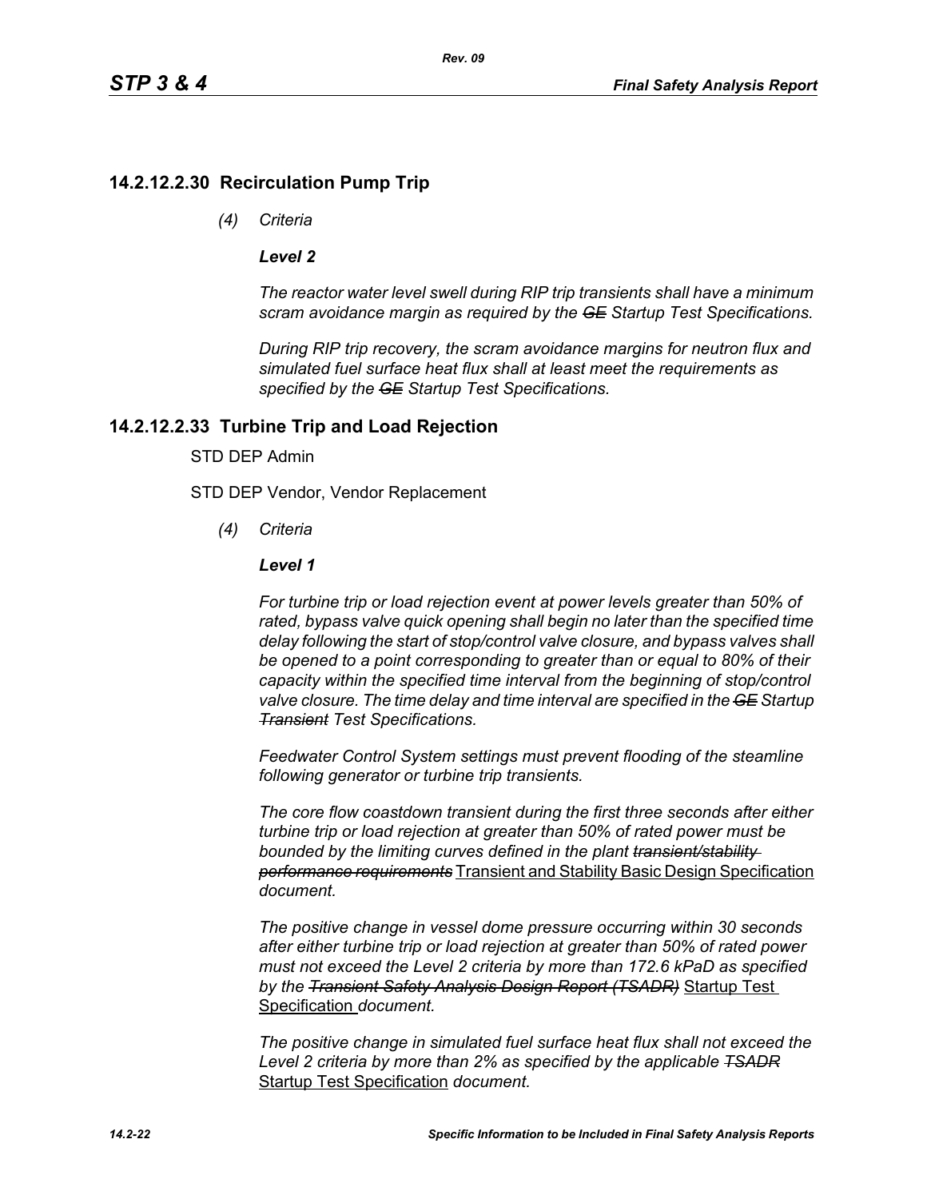## 14.2.12.2.30 Recirculation Pump Trip

*(4) Criteria*

***Level 2***

*The reactor water level swell during RIP trip transients shall have a minimum scram avoidance margin as required by the ~~GE~~ Startup Test Specifications.*

*During RIP trip recovery, the scram avoidance margins for neutron flux and simulated fuel surface heat flux shall at least meet the requirements as specified by the ~~GE~~ Startup Test Specifications.*

## 14.2.12.2.33 Turbine Trip and Load Rejection

STD DEP Admin

STD DEP Vendor, Vendor Replacement

*(4) Criteria*

***Level 1***

*For turbine trip or load rejection event at power levels greater than 50% of rated, bypass valve quick opening shall begin no later than the specified time delay following the start of stop/control valve closure, and bypass valves shall be opened to a point corresponding to greater than or equal to 80% of their capacity within the specified time interval from the beginning of stop/control valve closure. The time delay and time interval are specified in the ~~GE~~ Startup ~~Transient~~ Test Specifications.*

*Feedwater Control System settings must prevent flooding of the steamline following generator or turbine trip transients.*

*The core flow coastdown transient during the first three seconds after either turbine trip or load rejection at greater than 50% of rated power must be bounded by the limiting curves defined in the plant ~~transient/stability performance requirements~~* <u>Transient and Stability Basic Design Specification</u> *document.*

*The positive change in vessel dome pressure occurring within 30 seconds after either turbine trip or load rejection at greater than 50% of rated power must not exceed the Level 2 criteria by more than 172.6 kPaD as specified by the ~~Transient Safety Analysis Design Report (TSADR)~~* <u>Startup Test Specification</u> *document.*

*The positive change in simulated fuel surface heat flux shall not exceed the Level 2 criteria by more than 2% as specified by the applicable ~~TSADR~~* <u>Startup Test Specification</u> *document.*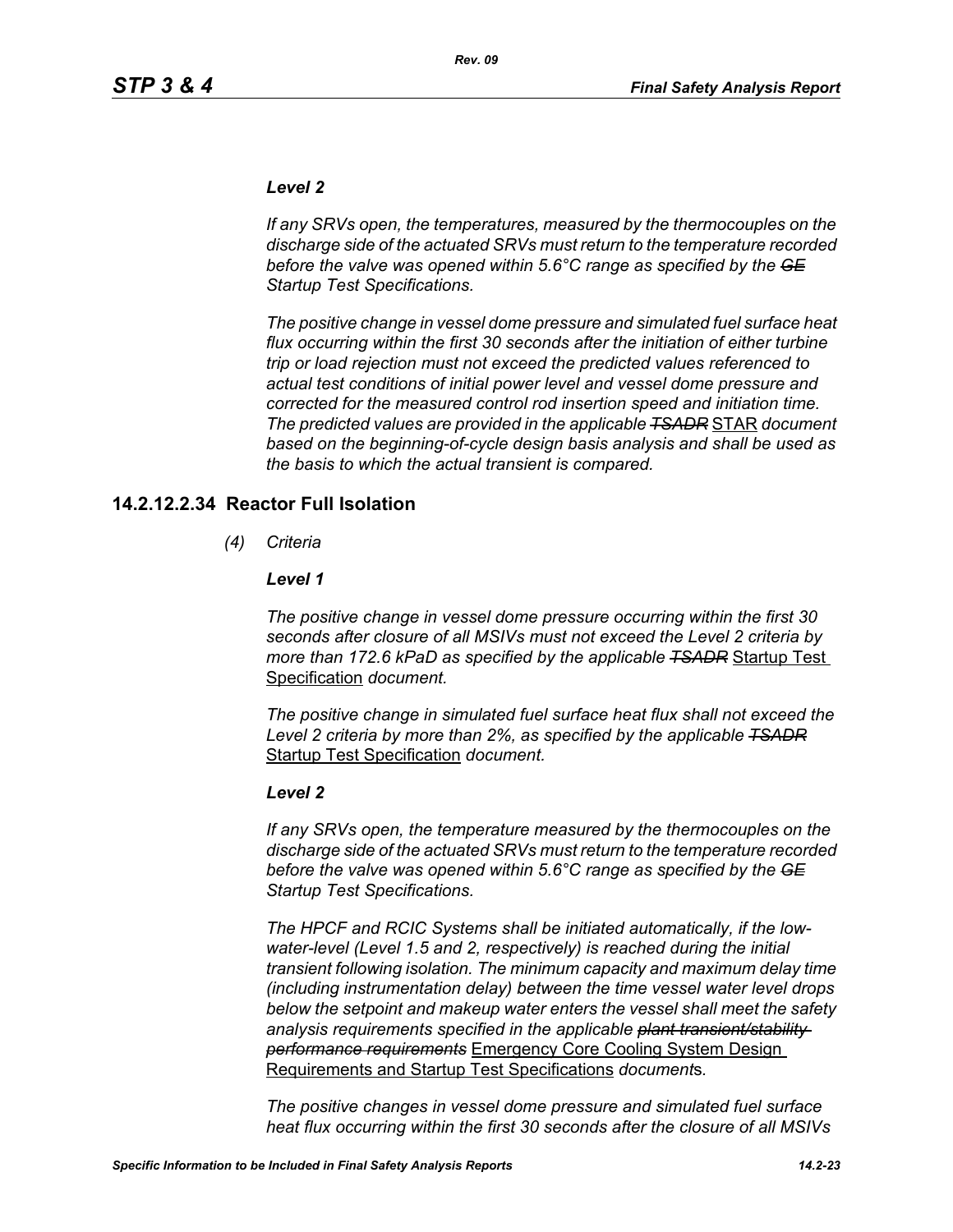***Level 2***

*If any SRVs open, the temperatures, measured by the thermocouples on the discharge side of the actuated SRVs must return to the temperature recorded before the valve was opened within 5.6°C range as specified by the ~~GE~~ Startup Test Specifications.*

*The positive change in vessel dome pressure and simulated fuel surface heat flux occurring within the first 30 seconds after the initiation of either turbine trip or load rejection must not exceed the predicted values referenced to actual test conditions of initial power level and vessel dome pressure and corrected for the measured control rod insertion speed and initiation time. The predicted values are provided in the applicable ~~TSADR~~* STAR *document based on the beginning-of-cycle design basis analysis and shall be used as the basis to which the actual transient is compared.*

## 14.2.12.2.34 Reactor Full Isolation

*(4) Criteria*

***Level 1***

*The positive change in vessel dome pressure occurring within the first 30 seconds after closure of all MSIVs must not exceed the Level 2 criteria by more than 172.6 kPaD as specified by the applicable ~~TSADR~~* Startup Test Specification *document.*

*The positive change in simulated fuel surface heat flux shall not exceed the Level 2 criteria by more than 2%, as specified by the applicable ~~TSADR~~* Startup Test Specification *document.*

***Level 2***

*If any SRVs open, the temperature measured by the thermocouples on the discharge side of the actuated SRVs must return to the temperature recorded before the valve was opened within 5.6°C range as specified by the ~~GE~~ Startup Test Specifications.*

*The HPCF and RCIC Systems shall be initiated automatically, if the low-water-level (Level 1.5 and 2, respectively) is reached during the initial transient following isolation. The minimum capacity and maximum delay time (including instrumentation delay) between the time vessel water level drops below the setpoint and makeup water enters the vessel shall meet the safety analysis requirements specified in the applicable ~~plant transient/stability performance requirements~~* Emergency Core Cooling System Design Requirements and Startup Test Specifications *document*s*.*

*The positive changes in vessel dome pressure and simulated fuel surface heat flux occurring within the first 30 seconds after the closure of all MSIVs*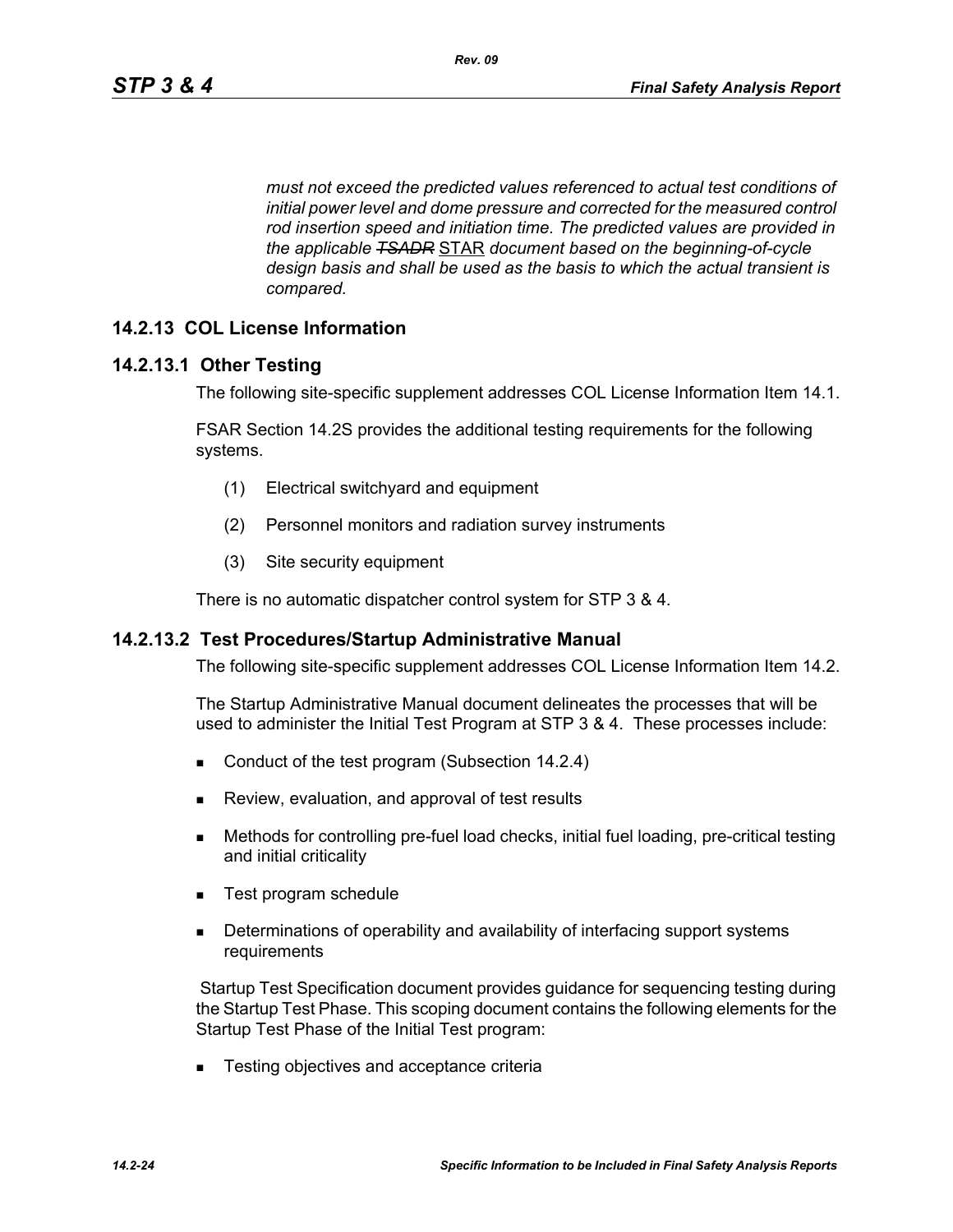*must not exceed the predicted values referenced to actual test conditions of initial power level and dome pressure and corrected for the measured control rod insertion speed and initiation time. The predicted values are provided in the applicable ~~TSADR~~ STAR document based on the beginning-of-cycle design basis and shall be used as the basis to which the actual transient is compared.*

## 14.2.13 COL License Information

### 14.2.13.1 Other Testing

The following site-specific supplement addresses COL License Information Item 14.1.

FSAR Section 14.2S provides the additional testing requirements for the following systems.

(1) Electrical switchyard and equipment

(2) Personnel monitors and radiation survey instruments

(3) Site security equipment

There is no automatic dispatcher control system for STP 3 & 4.

### 14.2.13.2 Test Procedures/Startup Administrative Manual

The following site-specific supplement addresses COL License Information Item 14.2.

The Startup Administrative Manual document delineates the processes that will be used to administer the Initial Test Program at STP 3 & 4. These processes include:

- Conduct of the test program (Subsection 14.2.4)
- Review, evaluation, and approval of test results
- Methods for controlling pre-fuel load checks, initial fuel loading, pre-critical testing and initial criticality
- Test program schedule
- Determinations of operability and availability of interfacing support systems requirements

Startup Test Specification document provides guidance for sequencing testing during the Startup Test Phase. This scoping document contains the following elements for the Startup Test Phase of the Initial Test program:

- Testing objectives and acceptance criteria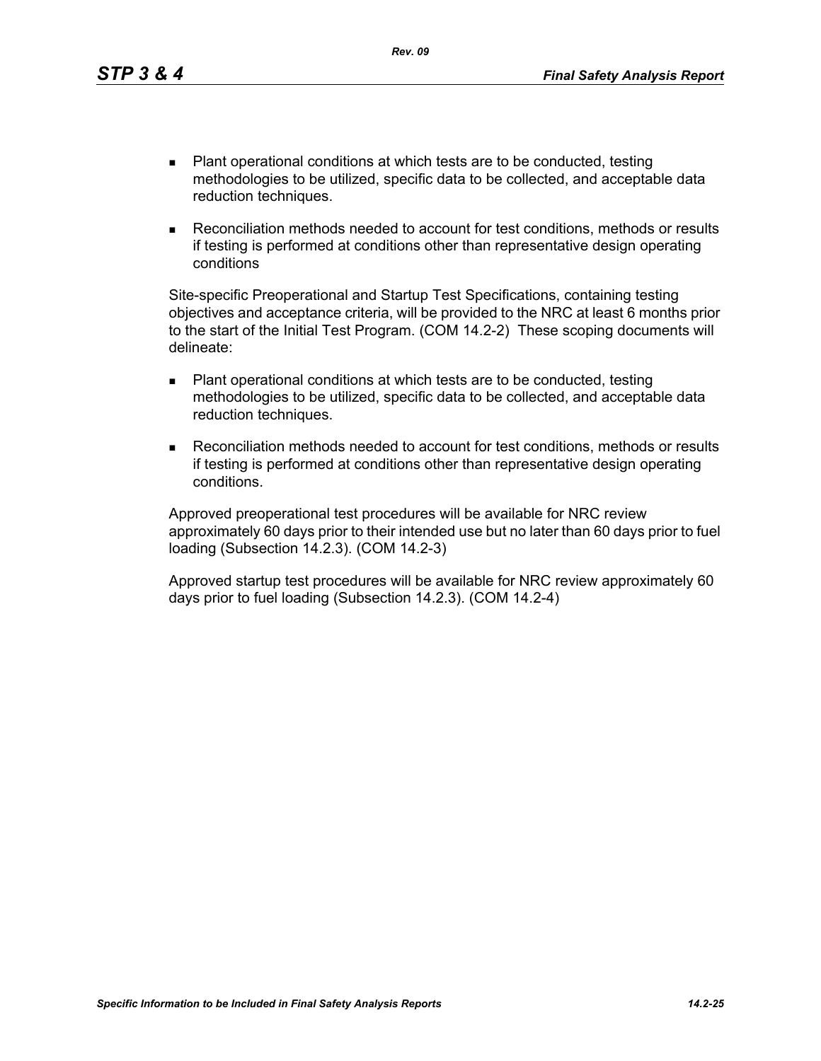- Plant operational conditions at which tests are to be conducted, testing methodologies to be utilized, specific data to be collected, and acceptable data reduction techniques.
- Reconciliation methods needed to account for test conditions, methods or results if testing is performed at conditions other than representative design operating conditions

Site-specific Preoperational and Startup Test Specifications, containing testing objectives and acceptance criteria, will be provided to the NRC at least 6 months prior to the start of the Initial Test Program. (COM 14.2-2) These scoping documents will delineate:

- Plant operational conditions at which tests are to be conducted, testing methodologies to be utilized, specific data to be collected, and acceptable data reduction techniques.
- Reconciliation methods needed to account for test conditions, methods or results if testing is performed at conditions other than representative design operating conditions.

Approved preoperational test procedures will be available for NRC review approximately 60 days prior to their intended use but no later than 60 days prior to fuel loading (Subsection 14.2.3). (COM 14.2-3)

Approved startup test procedures will be available for NRC review approximately 60 days prior to fuel loading (Subsection 14.2.3). (COM 14.2-4)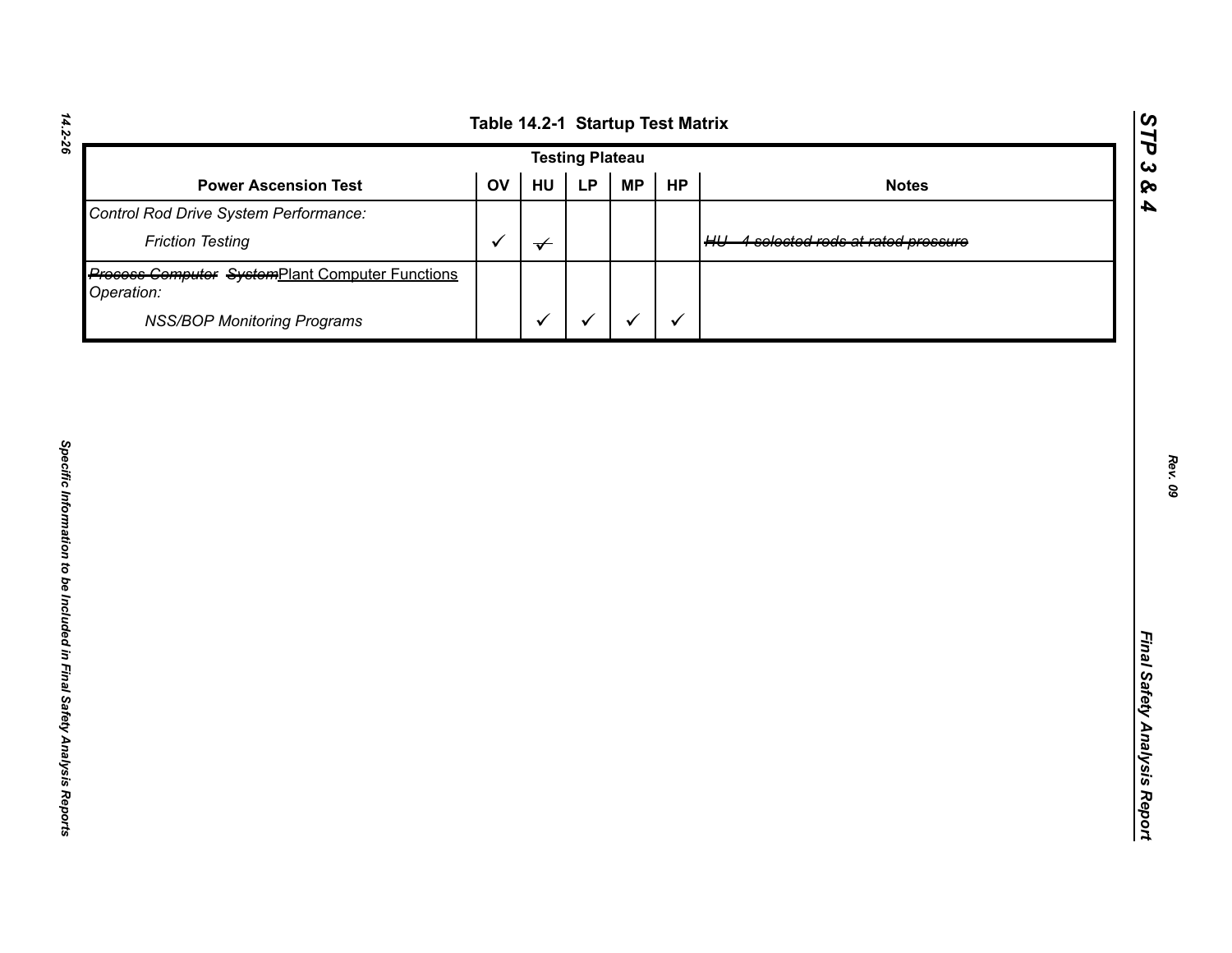Table 14.2-1 Startup Test Matrix

| Power Ascension Test | Testing Plateau | | | | | Notes |
|---|---|---|---|---|---|---|
| | OV | HU | LP | MP | HP | |
| *Control Rod Drive System Performance:* | | | | | | |
| *Friction Testing* | ✓ | ~~✓~~ | | | | ~~*HU - 4 selected rods at rated pressure*~~ |
| ~~*Process Computer System*~~Plant Computer Functions *Operation:* | | | | | | |
| *NSS/BOP Monitoring Programs* | | ✓ | ✓ | ✓ | ✓ | |